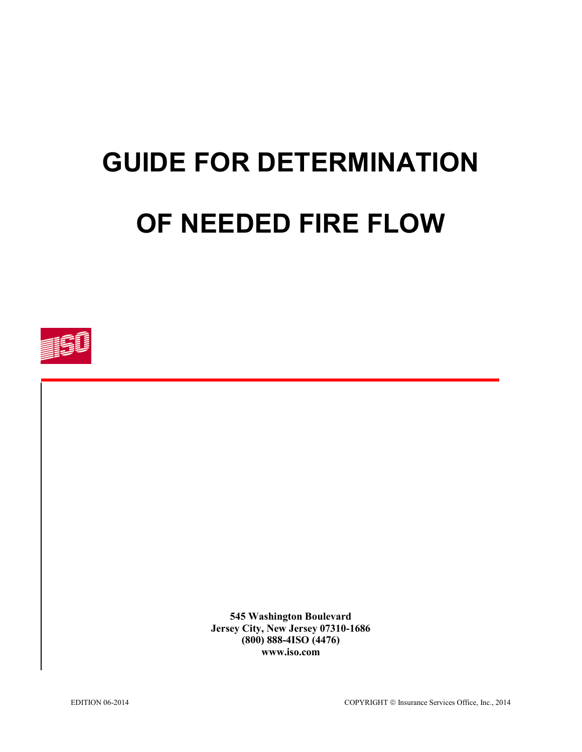# GUIDE FOR DETERMINATION OF NEEDED FIRE FLOW

**545 Washington Boulevard**
**Jersey City, New Jersey 07310-1686**
**(800) 888-4ISO (4476)**
**www.iso.com**

EDITION 06-2014

COPYRIGHT © Insurance Services Office, Inc., 2014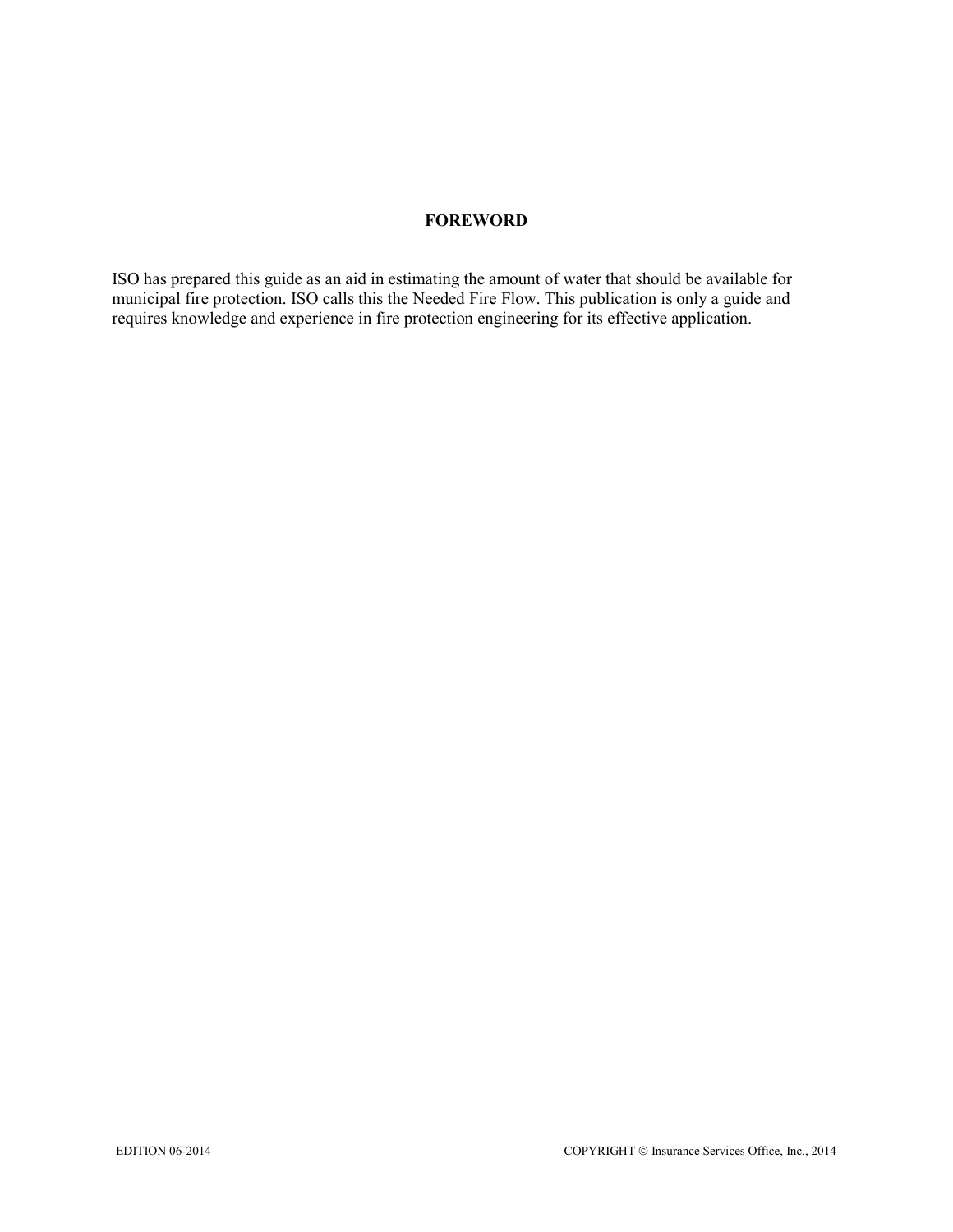## FOREWORD

ISO has prepared this guide as an aid in estimating the amount of water that should be available for municipal fire protection. ISO calls this the Needed Fire Flow. This publication is only a guide and requires knowledge and experience in fire protection engineering for its effective application.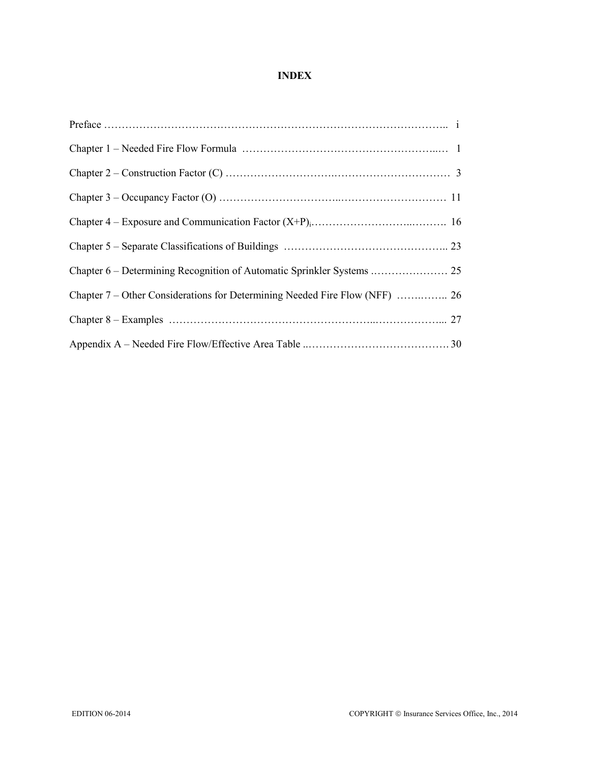# INDEX

| | |
|---|---|
| Preface | i |
| Chapter 1 – Needed Fire Flow Formula | 1 |
| Chapter 2 – Construction Factor (C) | 3 |
| Chapter 3 – Occupancy Factor (O) | 11 |
| Chapter 4 – Exposure and Communication Factor $(X+P)_i$ | 16 |
| Chapter 5 – Separate Classifications of Buildings | 23 |
| Chapter 6 – Determining Recognition of Automatic Sprinkler Systems | 25 |
| Chapter 7 – Other Considerations for Determining Needed Fire Flow (NFF) | 26 |
| Chapter 8 – Examples | 27 |
| Appendix A – Needed Fire Flow/Effective Area Table | 30 |

EDITION 06-2014 COPYRIGHT © Insurance Services Office, Inc., 2014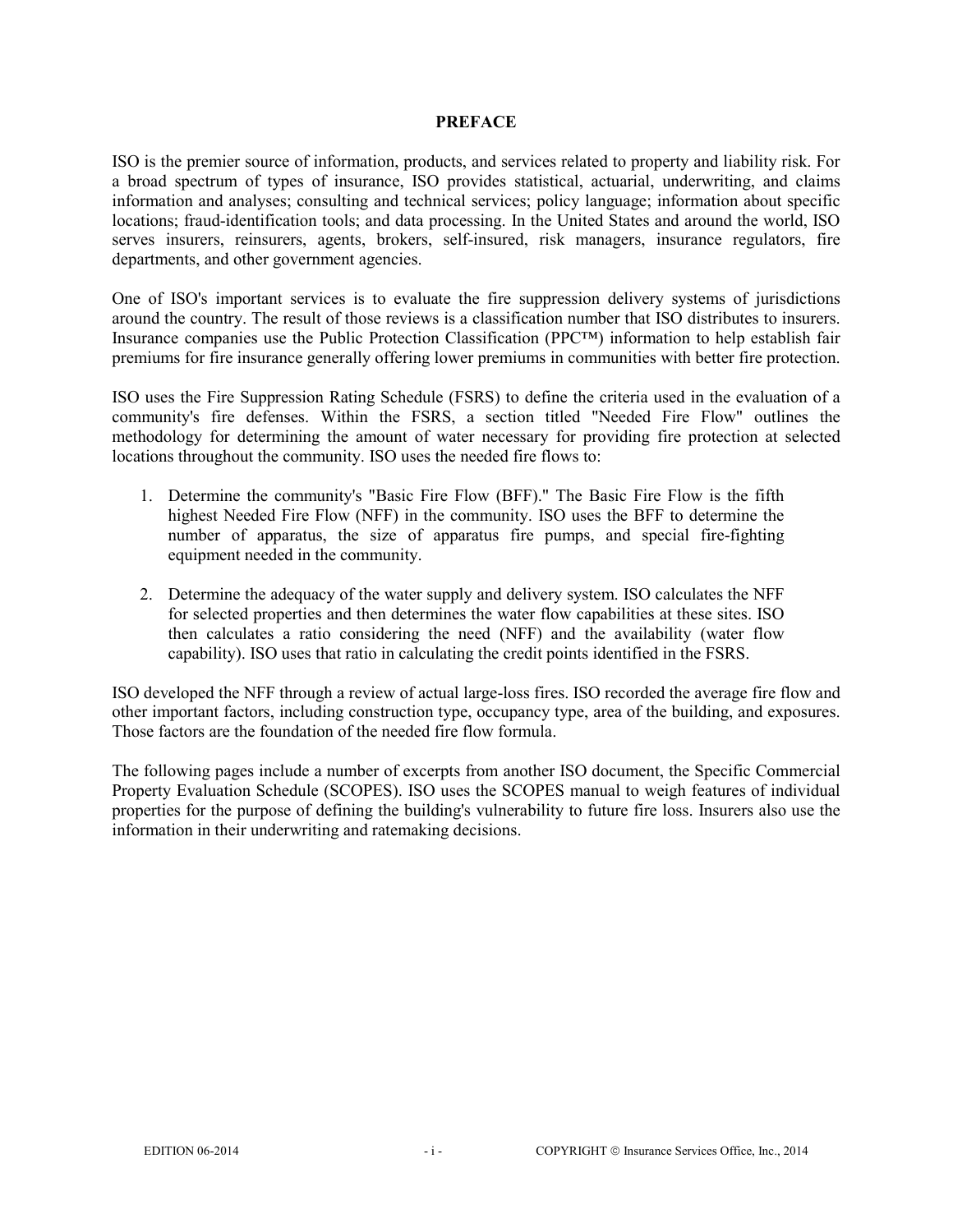## PREFACE

ISO is the premier source of information, products, and services related to property and liability risk. For a broad spectrum of types of insurance, ISO provides statistical, actuarial, underwriting, and claims information and analyses; consulting and technical services; policy language; information about specific locations; fraud-identification tools; and data processing. In the United States and around the world, ISO serves insurers, reinsurers, agents, brokers, self-insured, risk managers, insurance regulators, fire departments, and other government agencies.

One of ISO's important services is to evaluate the fire suppression delivery systems of jurisdictions around the country. The result of those reviews is a classification number that ISO distributes to insurers. Insurance companies use the Public Protection Classification (PPC™) information to help establish fair premiums for fire insurance generally offering lower premiums in communities with better fire protection.

ISO uses the Fire Suppression Rating Schedule (FSRS) to define the criteria used in the evaluation of a community's fire defenses. Within the FSRS, a section titled "Needed Fire Flow" outlines the methodology for determining the amount of water necessary for providing fire protection at selected locations throughout the community. ISO uses the needed fire flows to:

1. Determine the community's "Basic Fire Flow (BFF)." The Basic Fire Flow is the fifth highest Needed Fire Flow (NFF) in the community. ISO uses the BFF to determine the number of apparatus, the size of apparatus fire pumps, and special fire-fighting equipment needed in the community.
2. Determine the adequacy of the water supply and delivery system. ISO calculates the NFF for selected properties and then determines the water flow capabilities at these sites. ISO then calculates a ratio considering the need (NFF) and the availability (water flow capability). ISO uses that ratio in calculating the credit points identified in the FSRS.

ISO developed the NFF through a review of actual large-loss fires. ISO recorded the average fire flow and other important factors, including construction type, occupancy type, area of the building, and exposures. Those factors are the foundation of the needed fire flow formula.

The following pages include a number of excerpts from another ISO document, the Specific Commercial Property Evaluation Schedule (SCOPES). ISO uses the SCOPES manual to weigh features of individual properties for the purpose of defining the building's vulnerability to future fire loss. Insurers also use the information in their underwriting and ratemaking decisions.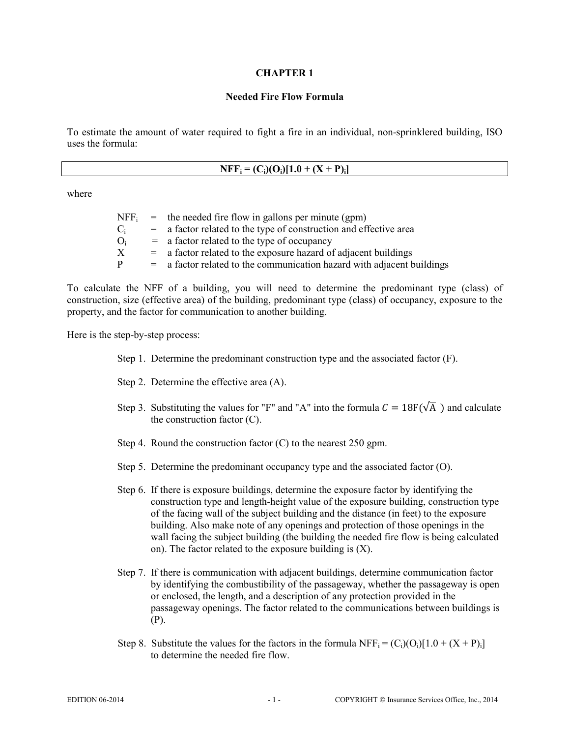# CHAPTER 1

## Needed Fire Flow Formula

To estimate the amount of water required to fight a fire in an individual, non-sprinklered building, ISO uses the formula:

$$NFF_i = (C_i)(O_i)[1.0 + (X + P)_i]$$

where

- $NFF_i$ = the needed fire flow in gallons per minute (gpm)
- $C_i$ = a factor related to the type of construction and effective area
- $O_i$ = a factor related to the type of occupancy
- $X$ = a factor related to the exposure hazard of adjacent buildings
- $P$ = a factor related to the communication hazard with adjacent buildings

To calculate the NFF of a building, you will need to determine the predominant type (class) of construction, size (effective area) of the building, predominant type (class) of occupancy, exposure to the property, and the factor for communication to another building.

Here is the step-by-step process:

Step 1. Determine the predominant construction type and the associated factor (F).

Step 2. Determine the effective area (A).

Step 3. Substituting the values for "F" and "A" into the formula $C = 18F(\sqrt{A})$ and calculate the construction factor (C).

Step 4. Round the construction factor (C) to the nearest 250 gpm.

Step 5. Determine the predominant occupancy type and the associated factor (O).

Step 6. If there is exposure buildings, determine the exposure factor by identifying the construction type and length-height value of the exposure building, construction type of the facing wall of the subject building and the distance (in feet) to the exposure building. Also make note of any openings and protection of those openings in the wall facing the subject building (the building the needed fire flow is being calculated on). The factor related to the exposure building is (X).

Step 7. If there is communication with adjacent buildings, determine communication factor by identifying the combustibility of the passageway, whether the passageway is open or enclosed, the length, and a description of any protection provided in the passageway openings. The factor related to the communications between buildings is (P).

Step 8. Substitute the values for the factors in the formula $NFF_i = (C_i)(O_i)[1.0 + (X + P)_i]$ to determine the needed fire flow.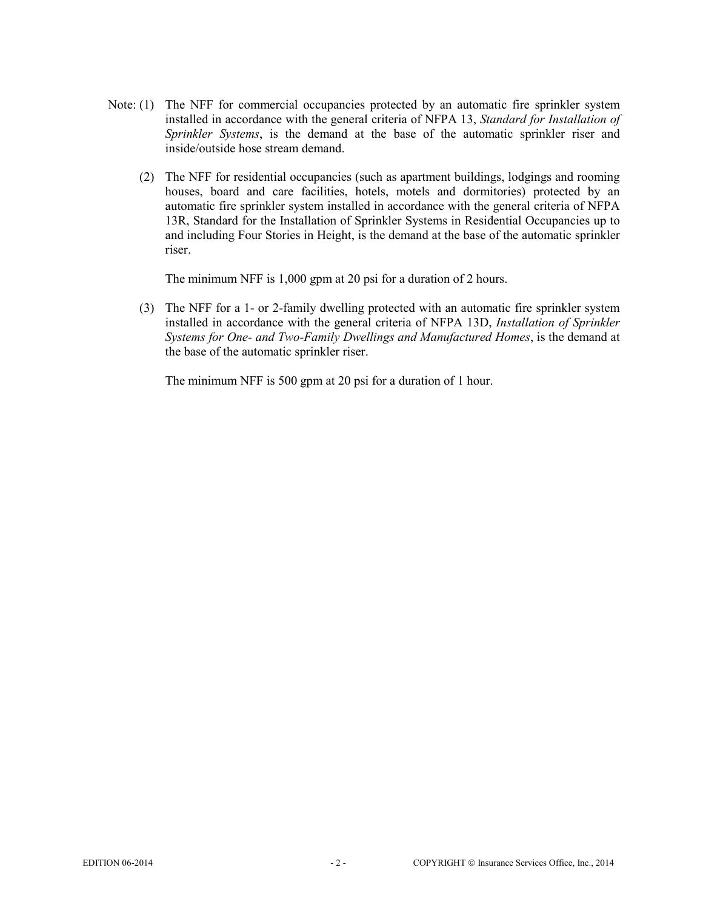Note: (1) The NFF for commercial occupancies protected by an automatic fire sprinkler system installed in accordance with the general criteria of NFPA 13, *Standard for Installation of Sprinkler Systems*, is the demand at the base of the automatic sprinkler riser and inside/outside hose stream demand.

(2) The NFF for residential occupancies (such as apartment buildings, lodgings and rooming houses, board and care facilities, hotels, motels and dormitories) protected by an automatic fire sprinkler system installed in accordance with the general criteria of NFPA 13R, Standard for the Installation of Sprinkler Systems in Residential Occupancies up to and including Four Stories in Height, is the demand at the base of the automatic sprinkler riser.

The minimum NFF is 1,000 gpm at 20 psi for a duration of 2 hours.

(3) The NFF for a 1- or 2-family dwelling protected with an automatic fire sprinkler system installed in accordance with the general criteria of NFPA 13D, *Installation of Sprinkler Systems for One- and Two-Family Dwellings and Manufactured Homes*, is the demand at the base of the automatic sprinkler riser.

The minimum NFF is 500 gpm at 20 psi for a duration of 1 hour.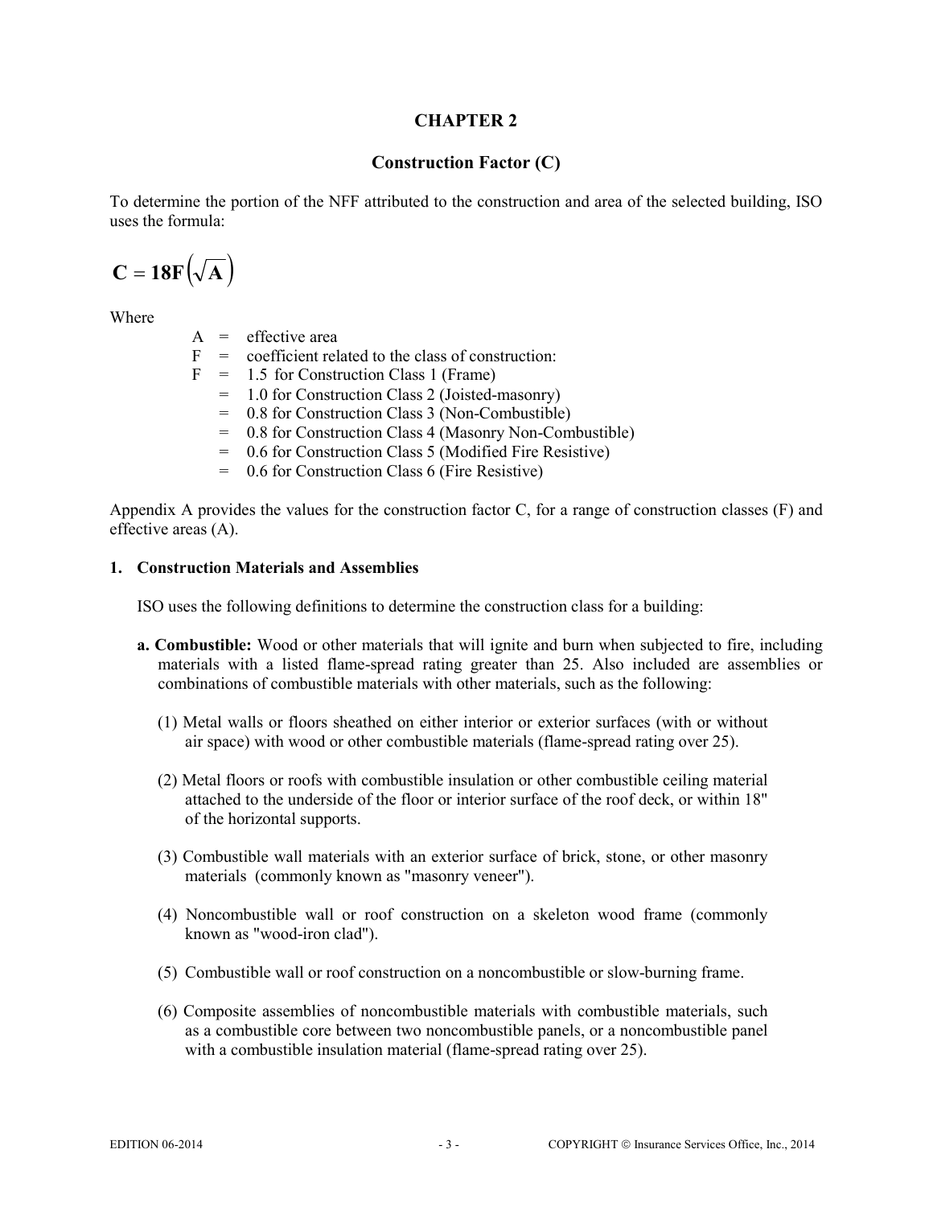# CHAPTER 2

## Construction Factor (C)

To determine the portion of the NFF attributed to the construction and area of the selected building, ISO uses the formula:

$$\mathbf{C = 18F\left(\sqrt{A}\right)}$$

Where

- A = effective area
- F = coefficient related to the class of construction:
- F = 1.5 for Construction Class 1 (Frame)
  - = 1.0 for Construction Class 2 (Joisted-masonry)
  - = 0.8 for Construction Class 3 (Non-Combustible)
  - = 0.8 for Construction Class 4 (Masonry Non-Combustible)
  - = 0.6 for Construction Class 5 (Modified Fire Resistive)
  - = 0.6 for Construction Class 6 (Fire Resistive)

Appendix A provides the values for the construction factor C, for a range of construction classes (F) and effective areas (A).

### 1. Construction Materials and Assemblies

ISO uses the following definitions to determine the construction class for a building:

**a. Combustible:** Wood or other materials that will ignite and burn when subjected to fire, including materials with a listed flame-spread rating greater than 25. Also included are assemblies or combinations of combustible materials with other materials, such as the following:

(1) Metal walls or floors sheathed on either interior or exterior surfaces (with or without air space) with wood or other combustible materials (flame-spread rating over 25).

(2) Metal floors or roofs with combustible insulation or other combustible ceiling material attached to the underside of the floor or interior surface of the roof deck, or within 18" of the horizontal supports.

(3) Combustible wall materials with an exterior surface of brick, stone, or other masonry materials (commonly known as "masonry veneer").

(4) Noncombustible wall or roof construction on a skeleton wood frame (commonly known as "wood-iron clad").

(5) Combustible wall or roof construction on a noncombustible or slow-burning frame.

(6) Composite assemblies of noncombustible materials with combustible materials, such as a combustible core between two noncombustible panels, or a noncombustible panel with a combustible insulation material (flame-spread rating over 25).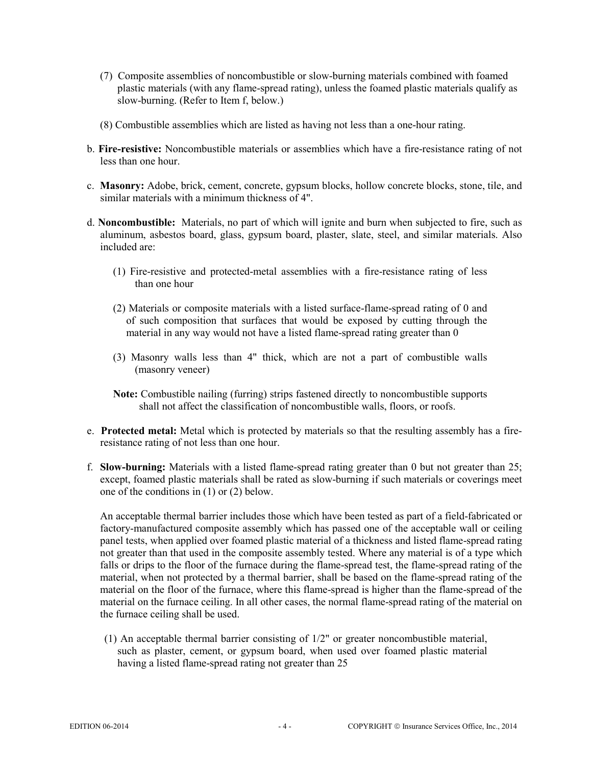(7) Composite assemblies of noncombustible or slow-burning materials combined with foamed plastic materials (with any flame-spread rating), unless the foamed plastic materials qualify as slow-burning. (Refer to Item f, below.)

(8) Combustible assemblies which are listed as having not less than a one-hour rating.

b. **Fire-resistive:** Noncombustible materials or assemblies which have a fire-resistance rating of not less than one hour.

c. **Masonry:** Adobe, brick, cement, concrete, gypsum blocks, hollow concrete blocks, stone, tile, and similar materials with a minimum thickness of 4".

d. **Noncombustible:** Materials, no part of which will ignite and burn when subjected to fire, such as aluminum, asbestos board, glass, gypsum board, plaster, slate, steel, and similar materials. Also included are:

(1) Fire-resistive and protected-metal assemblies with a fire-resistance rating of less than one hour

(2) Materials or composite materials with a listed surface-flame-spread rating of 0 and of such composition that surfaces that would be exposed by cutting through the material in any way would not have a listed flame-spread rating greater than 0

(3) Masonry walls less than 4" thick, which are not a part of combustible walls (masonry veneer)

**Note:** Combustible nailing (furring) strips fastened directly to noncombustible supports shall not affect the classification of noncombustible walls, floors, or roofs.

e. **Protected metal:** Metal which is protected by materials so that the resulting assembly has a fire-resistance rating of not less than one hour.

f. **Slow-burning:** Materials with a listed flame-spread rating greater than 0 but not greater than 25; except, foamed plastic materials shall be rated as slow-burning if such materials or coverings meet one of the conditions in (1) or (2) below.

An acceptable thermal barrier includes those which have been tested as part of a field-fabricated or factory-manufactured composite assembly which has passed one of the acceptable wall or ceiling panel tests, when applied over foamed plastic material of a thickness and listed flame-spread rating not greater than that used in the composite assembly tested. Where any material is of a type which falls or drips to the floor of the furnace during the flame-spread test, the flame-spread rating of the material, when not protected by a thermal barrier, shall be based on the flame-spread rating of the material on the floor of the furnace, where this flame-spread is higher than the flame-spread of the material on the furnace ceiling. In all other cases, the normal flame-spread rating of the material on the furnace ceiling shall be used.

(1) An acceptable thermal barrier consisting of 1/2" or greater noncombustible material, such as plaster, cement, or gypsum board, when used over foamed plastic material having a listed flame-spread rating not greater than 25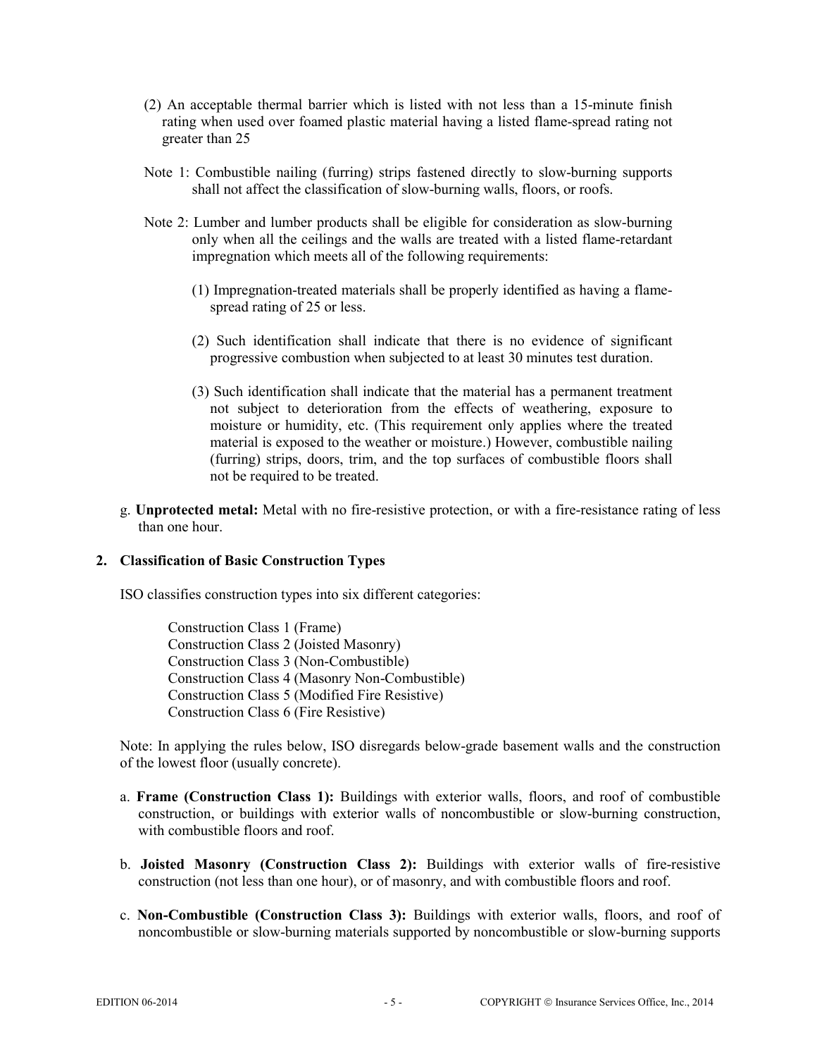(2) An acceptable thermal barrier which is listed with not less than a 15-minute finish rating when used over foamed plastic material having a listed flame-spread rating not greater than 25

Note 1: Combustible nailing (furring) strips fastened directly to slow-burning supports shall not affect the classification of slow-burning walls, floors, or roofs.

Note 2: Lumber and lumber products shall be eligible for consideration as slow-burning only when all the ceilings and the walls are treated with a listed flame-retardant impregnation which meets all of the following requirements:

(1) Impregnation-treated materials shall be properly identified as having a flame-spread rating of 25 or less.

(2) Such identification shall indicate that there is no evidence of significant progressive combustion when subjected to at least 30 minutes test duration.

(3) Such identification shall indicate that the material has a permanent treatment not subject to deterioration from the effects of weathering, exposure to moisture or humidity, etc. (This requirement only applies where the treated material is exposed to the weather or moisture.) However, combustible nailing (furring) strips, doors, trim, and the top surfaces of combustible floors shall not be required to be treated.

g. **Unprotected metal:** Metal with no fire-resistive protection, or with a fire-resistance rating of less than one hour.

## 2. Classification of Basic Construction Types

ISO classifies construction types into six different categories:

Construction Class 1 (Frame)
Construction Class 2 (Joisted Masonry)
Construction Class 3 (Non-Combustible)
Construction Class 4 (Masonry Non-Combustible)
Construction Class 5 (Modified Fire Resistive)
Construction Class 6 (Fire Resistive)

Note: In applying the rules below, ISO disregards below-grade basement walls and the construction of the lowest floor (usually concrete).

a. **Frame (Construction Class 1):** Buildings with exterior walls, floors, and roof of combustible construction, or buildings with exterior walls of noncombustible or slow-burning construction, with combustible floors and roof.

b. **Joisted Masonry (Construction Class 2):** Buildings with exterior walls of fire-resistive construction (not less than one hour), or of masonry, and with combustible floors and roof.

c. **Non-Combustible (Construction Class 3):** Buildings with exterior walls, floors, and roof of noncombustible or slow-burning materials supported by noncombustible or slow-burning supports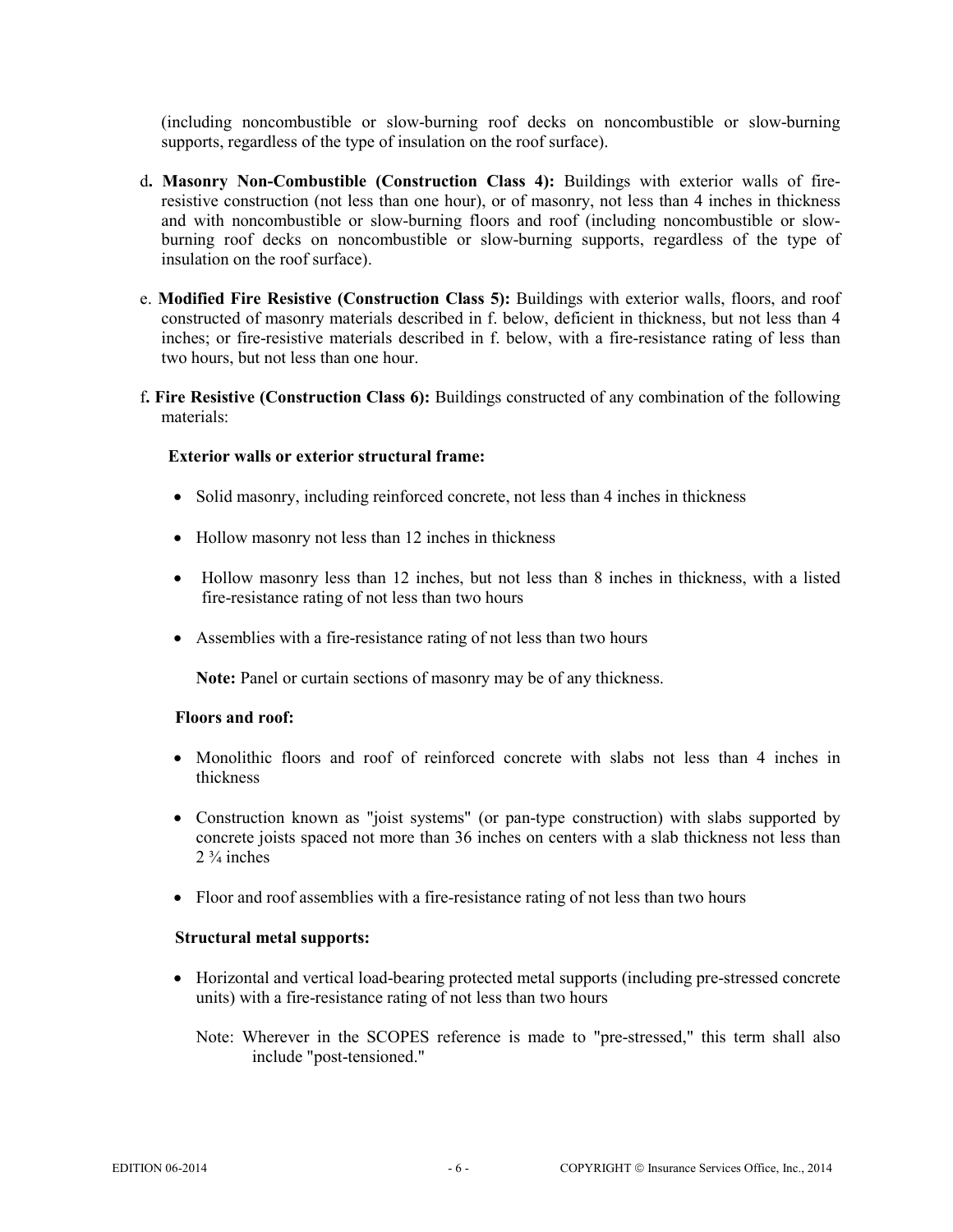(including noncombustible or slow-burning roof decks on noncombustible or slow-burning supports, regardless of the type of insulation on the roof surface).

d. **Masonry Non-Combustible (Construction Class 4):** Buildings with exterior walls of fire-resistive construction (not less than one hour), or of masonry, not less than 4 inches in thickness and with noncombustible or slow-burning floors and roof (including noncombustible or slow-burning roof decks on noncombustible or slow-burning supports, regardless of the type of insulation on the roof surface).

e. **Modified Fire Resistive (Construction Class 5):** Buildings with exterior walls, floors, and roof constructed of masonry materials described in f. below, deficient in thickness, but not less than 4 inches; or fire-resistive materials described in f. below, with a fire-resistance rating of less than two hours, but not less than one hour.

f. **Fire Resistive (Construction Class 6):** Buildings constructed of any combination of the following materials:

**Exterior walls or exterior structural frame:**

- Solid masonry, including reinforced concrete, not less than 4 inches in thickness
- Hollow masonry not less than 12 inches in thickness
- Hollow masonry less than 12 inches, but not less than 8 inches in thickness, with a listed fire-resistance rating of not less than two hours
- Assemblies with a fire-resistance rating of not less than two hours

**Note:** Panel or curtain sections of masonry may be of any thickness.

**Floors and roof:**

- Monolithic floors and roof of reinforced concrete with slabs not less than 4 inches in thickness
- Construction known as "joist systems" (or pan-type construction) with slabs supported by concrete joists spaced not more than 36 inches on centers with a slab thickness not less than 2 ¾ inches
- Floor and roof assemblies with a fire-resistance rating of not less than two hours

**Structural metal supports:**

- Horizontal and vertical load-bearing protected metal supports (including pre-stressed concrete units) with a fire-resistance rating of not less than two hours

  Note: Wherever in the SCOPES reference is made to "pre-stressed," this term shall also include "post-tensioned."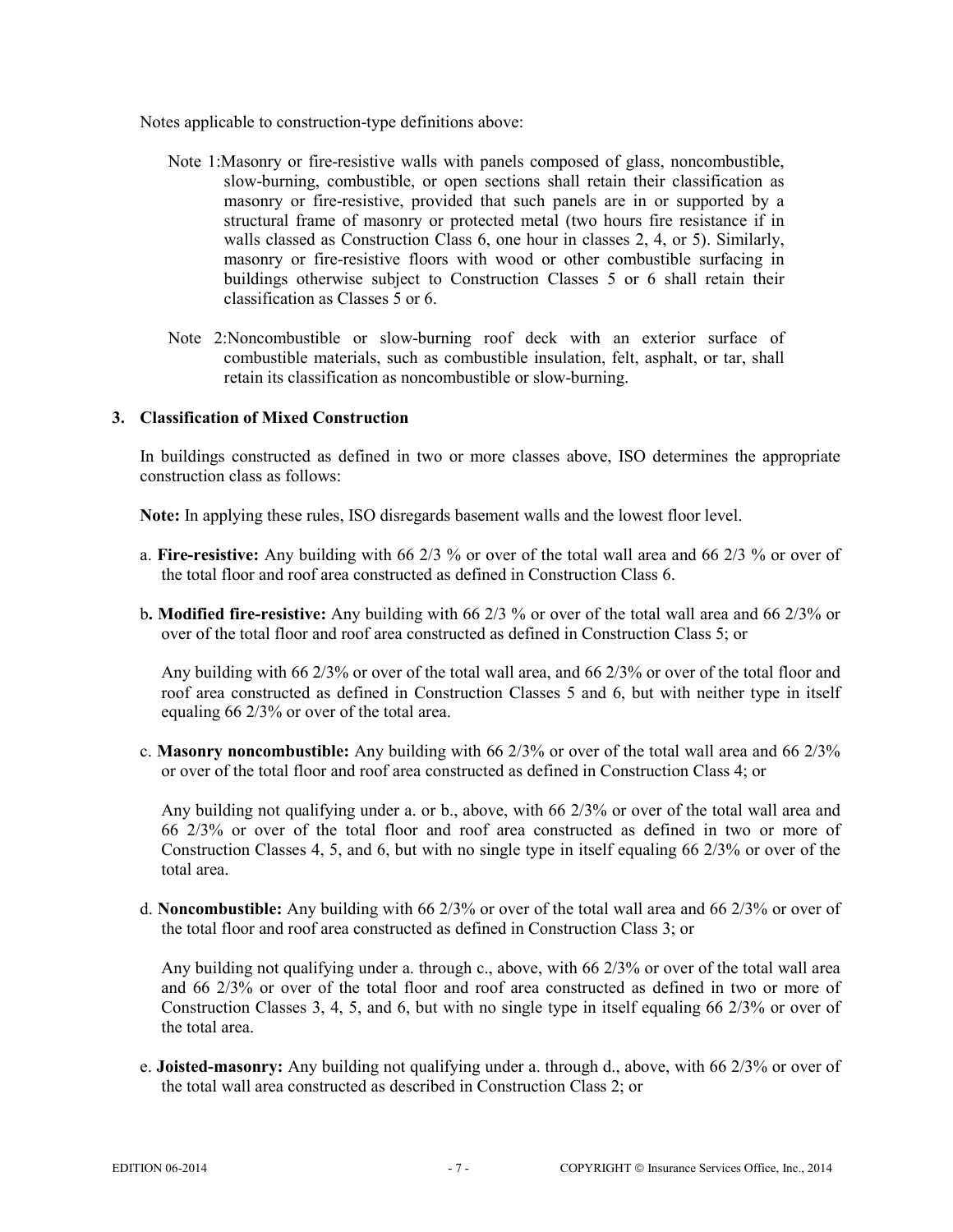Notes applicable to construction-type definitions above:

Note 1: Masonry or fire-resistive walls with panels composed of glass, noncombustible, slow-burning, combustible, or open sections shall retain their classification as masonry or fire-resistive, provided that such panels are in or supported by a structural frame of masonry or protected metal (two hours fire resistance if in walls classed as Construction Class 6, one hour in classes 2, 4, or 5). Similarly, masonry or fire-resistive floors with wood or other combustible surfacing in buildings otherwise subject to Construction Classes 5 or 6 shall retain their classification as Classes 5 or 6.

Note 2: Noncombustible or slow-burning roof deck with an exterior surface of combustible materials, such as combustible insulation, felt, asphalt, or tar, shall retain its classification as noncombustible or slow-burning.

### 3. Classification of Mixed Construction

In buildings constructed as defined in two or more classes above, ISO determines the appropriate construction class as follows:

**Note:** In applying these rules, ISO disregards basement walls and the lowest floor level.

a. **Fire-resistive:** Any building with 66 2/3 % or over of the total wall area and 66 2/3 % or over of the total floor and roof area constructed as defined in Construction Class 6.

b. **Modified fire-resistive:** Any building with 66 2/3 % or over of the total wall area and 66 2/3% or over of the total floor and roof area constructed as defined in Construction Class 5; or

Any building with 66 2/3% or over of the total wall area, and 66 2/3% or over of the total floor and roof area constructed as defined in Construction Classes 5 and 6, but with neither type in itself equaling 66 2/3% or over of the total area.

c. **Masonry noncombustible:** Any building with 66 2/3% or over of the total wall area and 66 2/3% or over of the total floor and roof area constructed as defined in Construction Class 4; or

Any building not qualifying under a. or b., above, with 66 2/3% or over of the total wall area and 66 2/3% or over of the total floor and roof area constructed as defined in two or more of Construction Classes 4, 5, and 6, but with no single type in itself equaling 66 2/3% or over of the total area.

d. **Noncombustible:** Any building with 66 2/3% or over of the total wall area and 66 2/3% or over of the total floor and roof area constructed as defined in Construction Class 3; or

Any building not qualifying under a. through c., above, with 66 2/3% or over of the total wall area and 66 2/3% or over of the total floor and roof area constructed as defined in two or more of Construction Classes 3, 4, 5, and 6, but with no single type in itself equaling 66 2/3% or over of the total area.

e. **Joisted-masonry:** Any building not qualifying under a. through d., above, with 66 2/3% or over of the total wall area constructed as described in Construction Class 2; or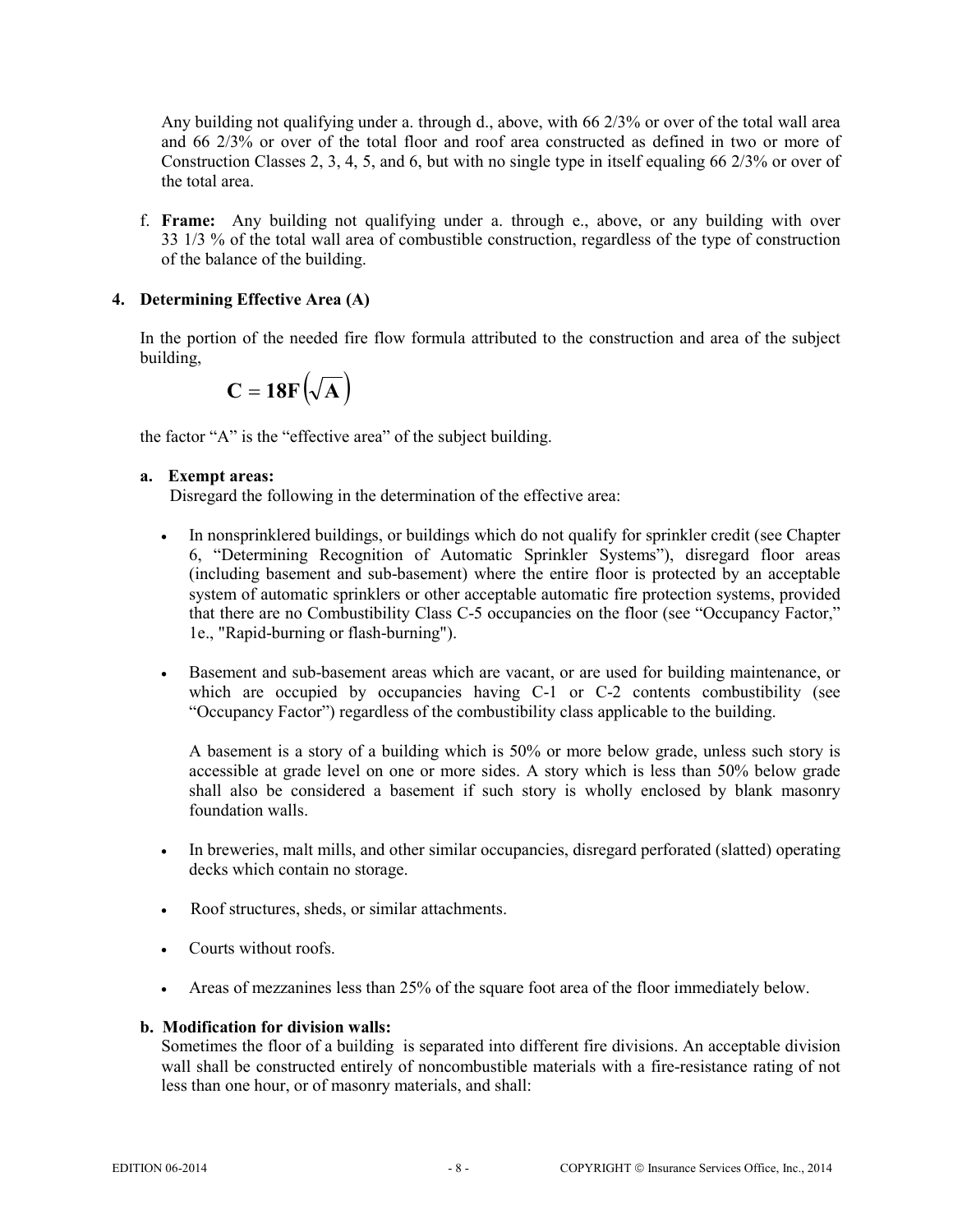Any building not qualifying under a. through d., above, with 66 2/3% or over of the total wall area and 66 2/3% or over of the total floor and roof area constructed as defined in two or more of Construction Classes 2, 3, 4, 5, and 6, but with no single type in itself equaling 66 2/3% or over of the total area.

f. **Frame:** Any building not qualifying under a. through e., above, or any building with over 33 1/3 % of the total wall area of combustible construction, regardless of the type of construction of the balance of the building.

## 4. Determining Effective Area (A)

In the portion of the needed fire flow formula attributed to the construction and area of the subject building,

$$\mathbf{C = 18F\left(\sqrt{A}\right)}$$

the factor "A" is the "effective area" of the subject building.

**a. Exempt areas:**

Disregard the following in the determination of the effective area:

- In nonsprinklered buildings, or buildings which do not qualify for sprinkler credit (see Chapter 6, "Determining Recognition of Automatic Sprinkler Systems"), disregard floor areas (including basement and sub-basement) where the entire floor is protected by an acceptable system of automatic sprinklers or other acceptable automatic fire protection systems, provided that there are no Combustibility Class C-5 occupancies on the floor (see "Occupancy Factor," 1e., "Rapid-burning or flash-burning").

- Basement and sub-basement areas which are vacant, or are used for building maintenance, or which are occupied by occupancies having C-1 or C-2 contents combustibility (see "Occupancy Factor") regardless of the combustibility class applicable to the building.

  A basement is a story of a building which is 50% or more below grade, unless such story is accessible at grade level on one or more sides. A story which is less than 50% below grade shall also be considered a basement if such story is wholly enclosed by blank masonry foundation walls.

- In breweries, malt mills, and other similar occupancies, disregard perforated (slatted) operating decks which contain no storage.

- Roof structures, sheds, or similar attachments.

- Courts without roofs.

- Areas of mezzanines less than 25% of the square foot area of the floor immediately below.

**b. Modification for division walls:**

Sometimes the floor of a building is separated into different fire divisions. An acceptable division wall shall be constructed entirely of noncombustible materials with a fire-resistance rating of not less than one hour, or of masonry materials, and shall: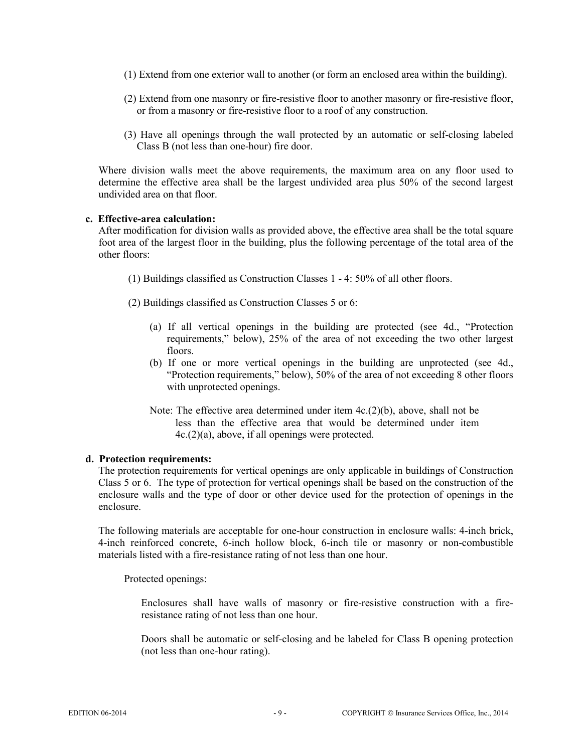(1) Extend from one exterior wall to another (or form an enclosed area within the building).

(2) Extend from one masonry or fire-resistive floor to another masonry or fire-resistive floor, or from a masonry or fire-resistive floor to a roof of any construction.

(3) Have all openings through the wall protected by an automatic or self-closing labeled Class B (not less than one-hour) fire door.

Where division walls meet the above requirements, the maximum area on any floor used to determine the effective area shall be the largest undivided area plus 50% of the second largest undivided area on that floor.

**c. Effective-area calculation:**

After modification for division walls as provided above, the effective area shall be the total square foot area of the largest floor in the building, plus the following percentage of the total area of the other floors:

(1) Buildings classified as Construction Classes 1 - 4: 50% of all other floors.

(2) Buildings classified as Construction Classes 5 or 6:

(a) If all vertical openings in the building are protected (see 4d., "Protection requirements," below), 25% of the area of not exceeding the two other largest floors.

(b) If one or more vertical openings in the building are unprotected (see 4d., "Protection requirements," below), 50% of the area of not exceeding 8 other floors with unprotected openings.

Note: The effective area determined under item 4c.(2)(b), above, shall not be less than the effective area that would be determined under item 4c.(2)(a), above, if all openings were protected.

**d. Protection requirements:**

The protection requirements for vertical openings are only applicable in buildings of Construction Class 5 or 6. The type of protection for vertical openings shall be based on the construction of the enclosure walls and the type of door or other device used for the protection of openings in the enclosure.

The following materials are acceptable for one-hour construction in enclosure walls: 4-inch brick, 4-inch reinforced concrete, 6-inch hollow block, 6-inch tile or masonry or non-combustible materials listed with a fire-resistance rating of not less than one hour.

Protected openings:

Enclosures shall have walls of masonry or fire-resistive construction with a fire-resistance rating of not less than one hour.

Doors shall be automatic or self-closing and be labeled for Class B opening protection (not less than one-hour rating).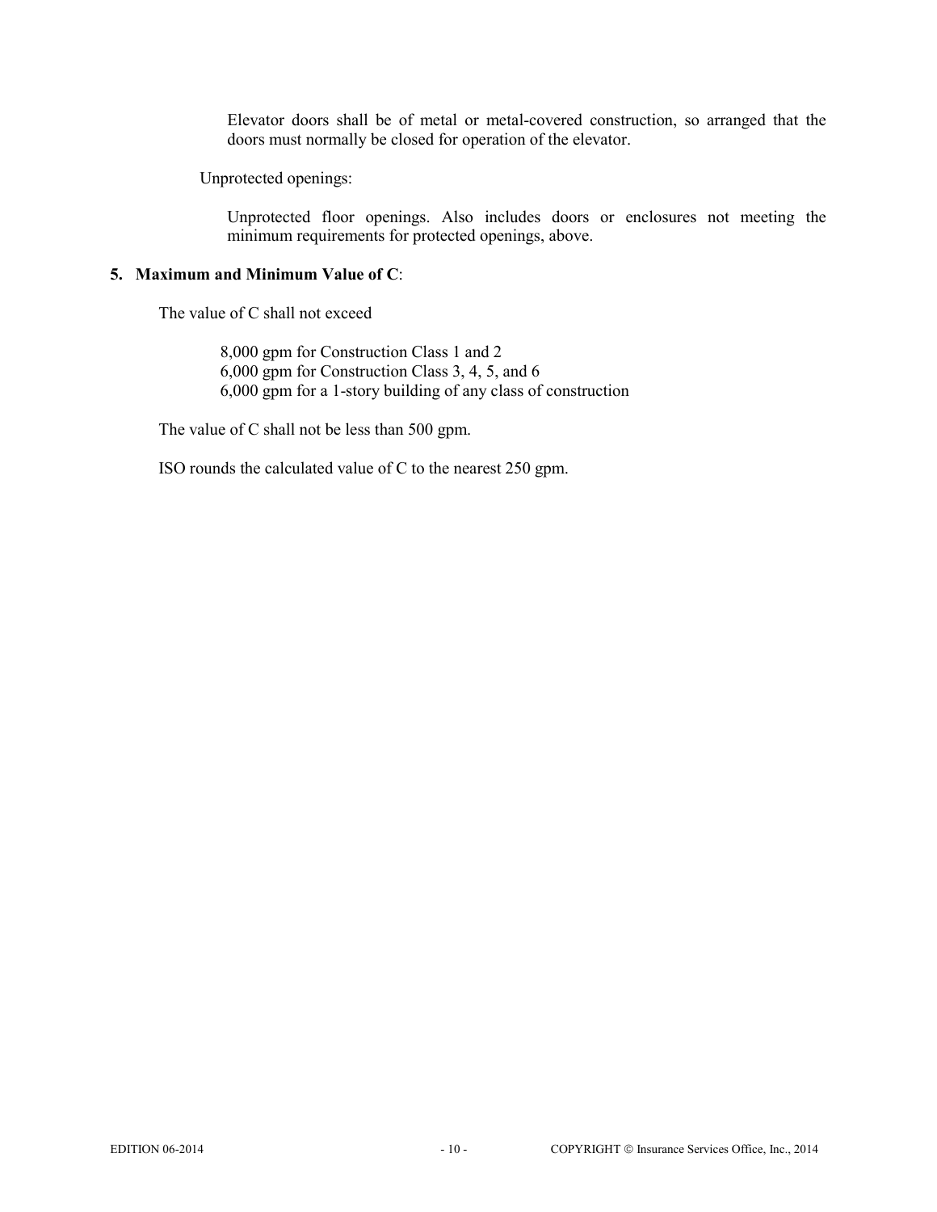Elevator doors shall be of metal or metal-covered construction, so arranged that the doors must normally be closed for operation of the elevator.

Unprotected openings:

Unprotected floor openings. Also includes doors or enclosures not meeting the minimum requirements for protected openings, above.

**5. Maximum and Minimum Value of C**:

The value of C shall not exceed

8,000 gpm for Construction Class 1 and 2
6,000 gpm for Construction Class 3, 4, 5, and 6
6,000 gpm for a 1-story building of any class of construction

The value of C shall not be less than 500 gpm.

ISO rounds the calculated value of C to the nearest 250 gpm.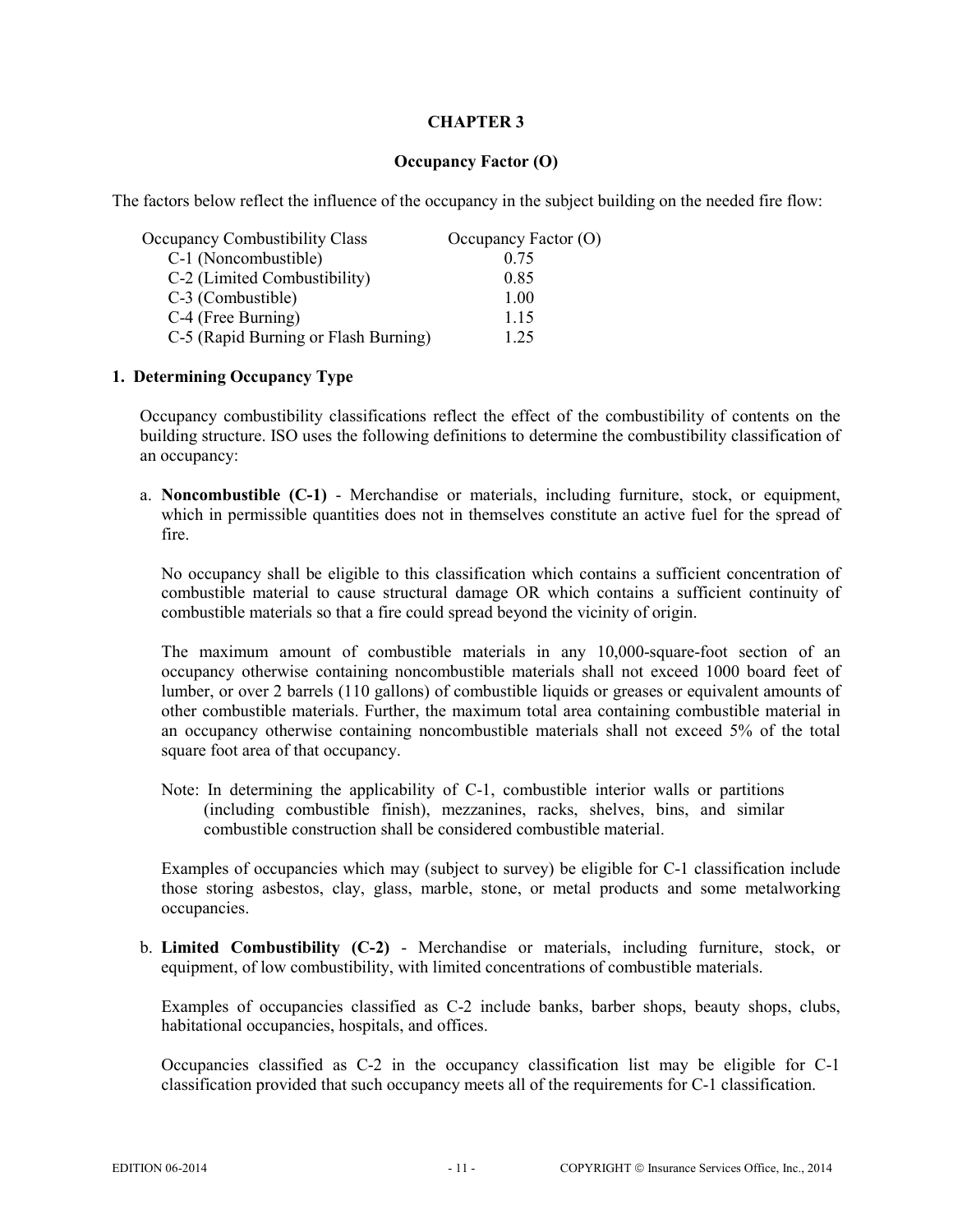# CHAPTER 3

## Occupancy Factor (O)

The factors below reflect the influence of the occupancy in the subject building on the needed fire flow:

| Occupancy Combustibility Class | Occupancy Factor (O) |
|---|---|
| C-1 (Noncombustible) | 0.75 |
| C-2 (Limited Combustibility) | 0.85 |
| C-3 (Combustible) | 1.00 |
| C-4 (Free Burning) | 1.15 |
| C-5 (Rapid Burning or Flash Burning) | 1.25 |

### 1. Determining Occupancy Type

Occupancy combustibility classifications reflect the effect of the combustibility of contents on the building structure. ISO uses the following definitions to determine the combustibility classification of an occupancy:

a. **Noncombustible (C-1)** - Merchandise or materials, including furniture, stock, or equipment, which in permissible quantities does not in themselves constitute an active fuel for the spread of fire.

   No occupancy shall be eligible to this classification which contains a sufficient concentration of combustible material to cause structural damage OR which contains a sufficient continuity of combustible materials so that a fire could spread beyond the vicinity of origin.

   The maximum amount of combustible materials in any 10,000-square-foot section of an occupancy otherwise containing noncombustible materials shall not exceed 1000 board feet of lumber, or over 2 barrels (110 gallons) of combustible liquids or greases or equivalent amounts of other combustible materials. Further, the maximum total area containing combustible material in an occupancy otherwise containing noncombustible materials shall not exceed 5% of the total square foot area of that occupancy.

   Note: In determining the applicability of C-1, combustible interior walls or partitions (including combustible finish), mezzanines, racks, shelves, bins, and similar combustible construction shall be considered combustible material.

   Examples of occupancies which may (subject to survey) be eligible for C-1 classification include those storing asbestos, clay, glass, marble, stone, or metal products and some metalworking occupancies.

b. **Limited Combustibility (C-2)** - Merchandise or materials, including furniture, stock, or equipment, of low combustibility, with limited concentrations of combustible materials.

   Examples of occupancies classified as C-2 include banks, barber shops, beauty shops, clubs, habitational occupancies, hospitals, and offices.

   Occupancies classified as C-2 in the occupancy classification list may be eligible for C-1 classification provided that such occupancy meets all of the requirements for C-1 classification.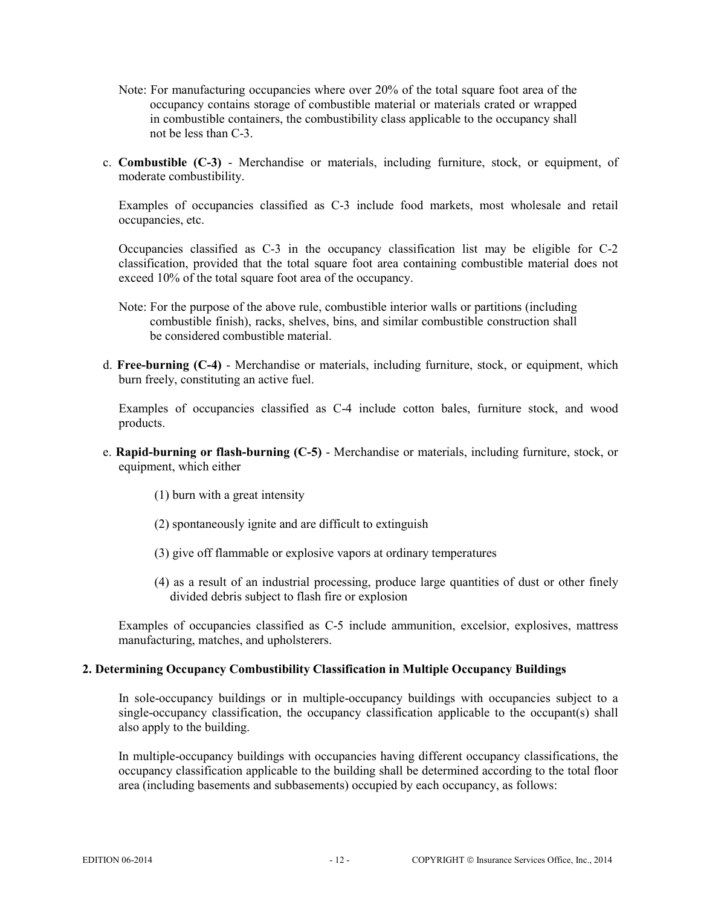Note: For manufacturing occupancies where over 20% of the total square foot area of the occupancy contains storage of combustible material or materials crated or wrapped in combustible containers, the combustibility class applicable to the occupancy shall not be less than C-3.

c. **Combustible (C-3)** - Merchandise or materials, including furniture, stock, or equipment, of moderate combustibility.

Examples of occupancies classified as C-3 include food markets, most wholesale and retail occupancies, etc.

Occupancies classified as C-3 in the occupancy classification list may be eligible for C-2 classification, provided that the total square foot area containing combustible material does not exceed 10% of the total square foot area of the occupancy.

Note: For the purpose of the above rule, combustible interior walls or partitions (including combustible finish), racks, shelves, bins, and similar combustible construction shall be considered combustible material.

d. **Free-burning (C-4)** - Merchandise or materials, including furniture, stock, or equipment, which burn freely, constituting an active fuel.

Examples of occupancies classified as C-4 include cotton bales, furniture stock, and wood products.

e. **Rapid-burning or flash-burning (C-5)** - Merchandise or materials, including furniture, stock, or equipment, which either

(1) burn with a great intensity

(2) spontaneously ignite and are difficult to extinguish

(3) give off flammable or explosive vapors at ordinary temperatures

(4) as a result of an industrial processing, produce large quantities of dust or other finely divided debris subject to flash fire or explosion

Examples of occupancies classified as C-5 include ammunition, excelsior, explosives, mattress manufacturing, matches, and upholsterers.

## 2. Determining Occupancy Combustibility Classification in Multiple Occupancy Buildings

In sole-occupancy buildings or in multiple-occupancy buildings with occupancies subject to a single-occupancy classification, the occupancy classification applicable to the occupant(s) shall also apply to the building.

In multiple-occupancy buildings with occupancies having different occupancy classifications, the occupancy classification applicable to the building shall be determined according to the total floor area (including basements and subbasements) occupied by each occupancy, as follows: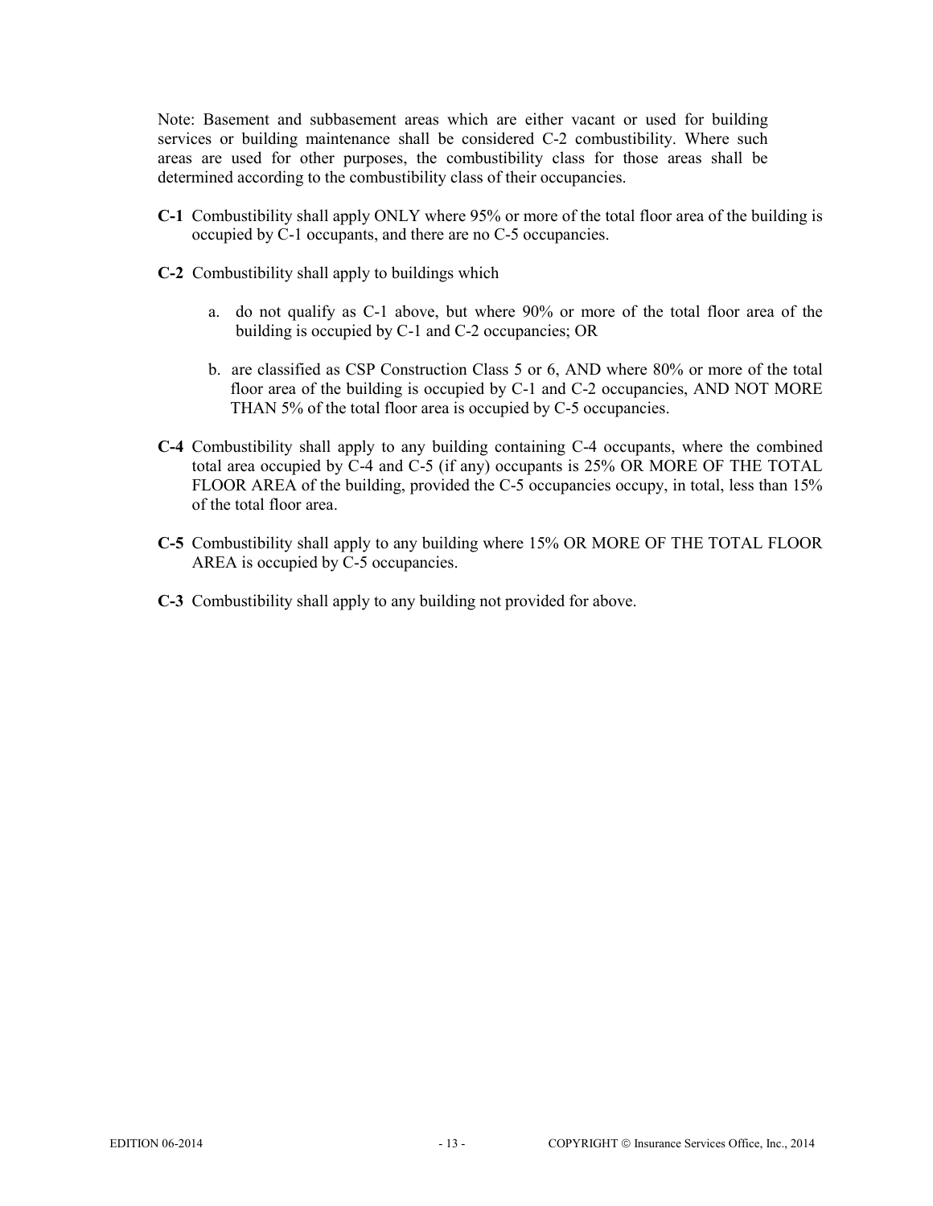Note: Basement and subbasement areas which are either vacant or used for building services or building maintenance shall be considered C-2 combustibility. Where such areas are used for other purposes, the combustibility class for those areas shall be determined according to the combustibility class of their occupancies.

**C-1** Combustibility shall apply ONLY where 95% or more of the total floor area of the building is occupied by C-1 occupants, and there are no C-5 occupancies.

**C-2** Combustibility shall apply to buildings which

a. do not qualify as C-1 above, but where 90% or more of the total floor area of the building is occupied by C-1 and C-2 occupancies; OR

b. are classified as CSP Construction Class 5 or 6, AND where 80% or more of the total floor area of the building is occupied by C-1 and C-2 occupancies, AND NOT MORE THAN 5% of the total floor area is occupied by C-5 occupancies.

**C-4** Combustibility shall apply to any building containing C-4 occupants, where the combined total area occupied by C-4 and C-5 (if any) occupants is 25% OR MORE OF THE TOTAL FLOOR AREA of the building, provided the C-5 occupancies occupy, in total, less than 15% of the total floor area.

**C-5** Combustibility shall apply to any building where 15% OR MORE OF THE TOTAL FLOOR AREA is occupied by C-5 occupancies.

**C-3** Combustibility shall apply to any building not provided for above.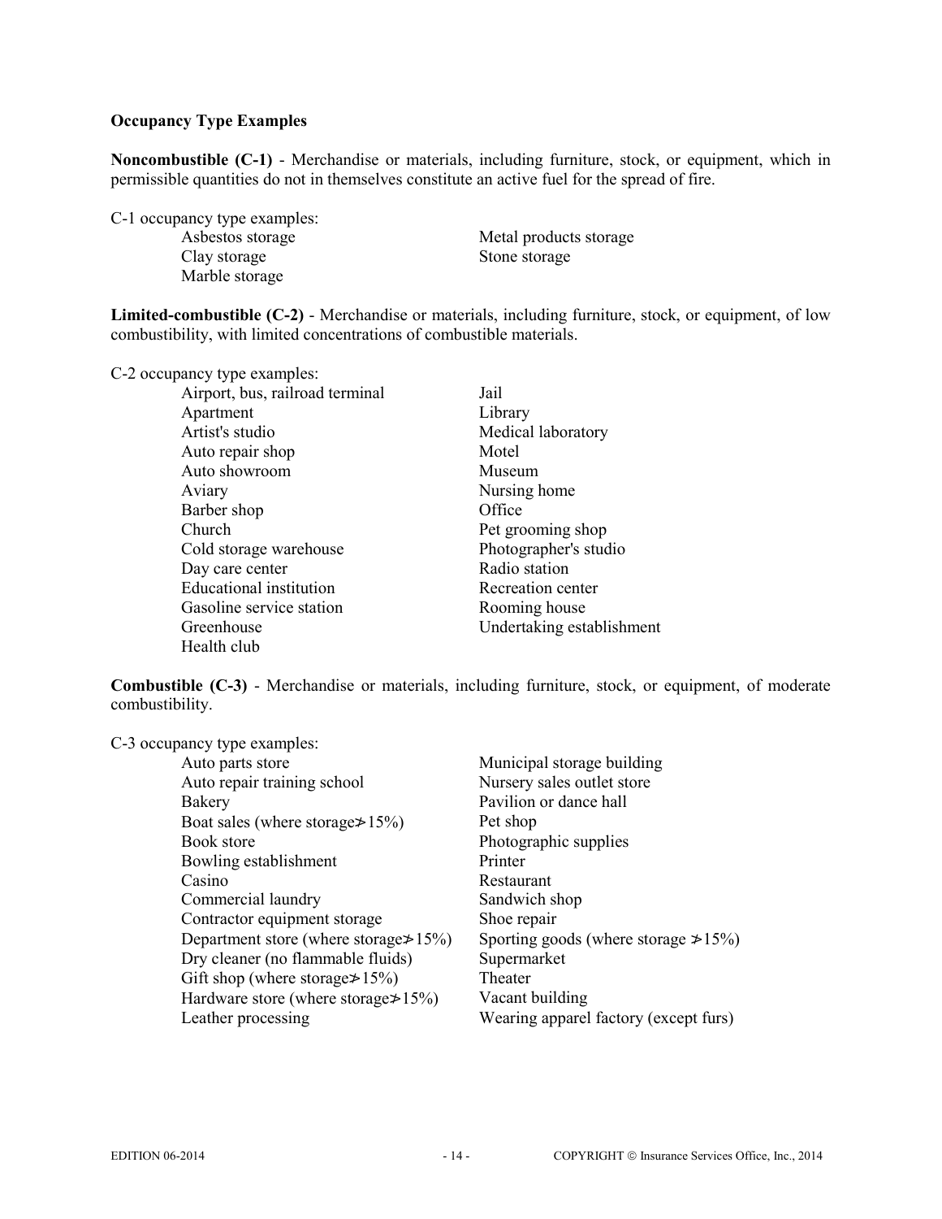**Occupancy Type Examples**

**Noncombustible (C-1)** - Merchandise or materials, including furniture, stock, or equipment, which in permissible quantities do not in themselves constitute an active fuel for the spread of fire.

C-1 occupancy type examples:

- Asbestos storage
- Clay storage
- Marble storage
- Metal products storage
- Stone storage

**Limited-combustible (C-2)** - Merchandise or materials, including furniture, stock, or equipment, of low combustibility, with limited concentrations of combustible materials.

C-2 occupancy type examples:

- Airport, bus, railroad terminal
- Apartment
- Artist's studio
- Auto repair shop
- Auto showroom
- Aviary
- Barber shop
- Church
- Cold storage warehouse
- Day care center
- Educational institution
- Gasoline service station
- Greenhouse
- Health club
- Jail
- Library
- Medical laboratory
- Motel
- Museum
- Nursing home
- Office
- Pet grooming shop
- Photographer's studio
- Radio station
- Recreation center
- Rooming house
- Undertaking establishment

**Combustible (C-3)** - Merchandise or materials, including furniture, stock, or equipment, of moderate combustibility.

C-3 occupancy type examples:

- Auto parts store
- Auto repair training school
- Bakery
- Boat sales (where storage ≯15%)
- Book store
- Bowling establishment
- Casino
- Commercial laundry
- Contractor equipment storage
- Department store (where storage ≯15%)
- Dry cleaner (no flammable fluids)
- Gift shop (where storage ≯15%)
- Hardware store (where storage ≯15%)
- Leather processing
- Municipal storage building
- Nursery sales outlet store
- Pavilion or dance hall
- Pet shop
- Photographic supplies
- Printer
- Restaurant
- Sandwich shop
- Shoe repair
- Sporting goods (where storage ≯15%)
- Supermarket
- Theater
- Vacant building
- Wearing apparel factory (except furs)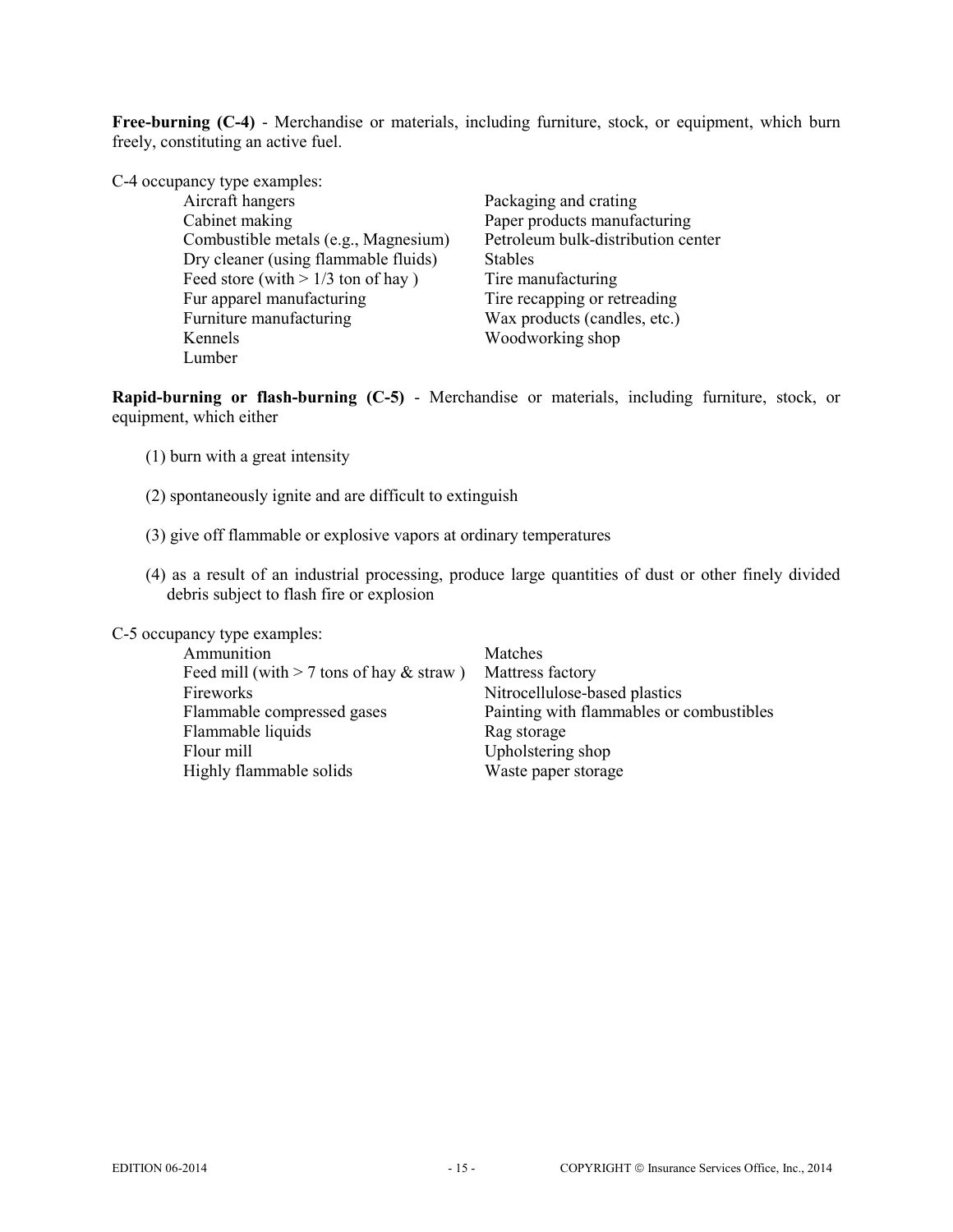**Free-burning (C-4)** - Merchandise or materials, including furniture, stock, or equipment, which burn freely, constituting an active fuel.

C-4 occupancy type examples:

- Aircraft hangers
- Cabinet making
- Combustible metals (e.g., Magnesium)
- Dry cleaner (using flammable fluids)
- Feed store (with > 1/3 ton of hay )
- Fur apparel manufacturing
- Furniture manufacturing
- Kennels
- Lumber
- Packaging and crating
- Paper products manufacturing
- Petroleum bulk-distribution center
- Stables
- Tire manufacturing
- Tire recapping or retreading
- Wax products (candles, etc.)
- Woodworking shop

**Rapid-burning or flash-burning (C-5)** - Merchandise or materials, including furniture, stock, or equipment, which either

(1) burn with a great intensity

(2) spontaneously ignite and are difficult to extinguish

(3) give off flammable or explosive vapors at ordinary temperatures

(4) as a result of an industrial processing, produce large quantities of dust or other finely divided debris subject to flash fire or explosion

C-5 occupancy type examples:

- Ammunition
- Feed mill (with > 7 tons of hay & straw )
- Fireworks
- Flammable compressed gases
- Flammable liquids
- Flour mill
- Highly flammable solids
- Matches
- Mattress factory
- Nitrocellulose-based plastics
- Painting with flammables or combustibles
- Rag storage
- Upholstering shop
- Waste paper storage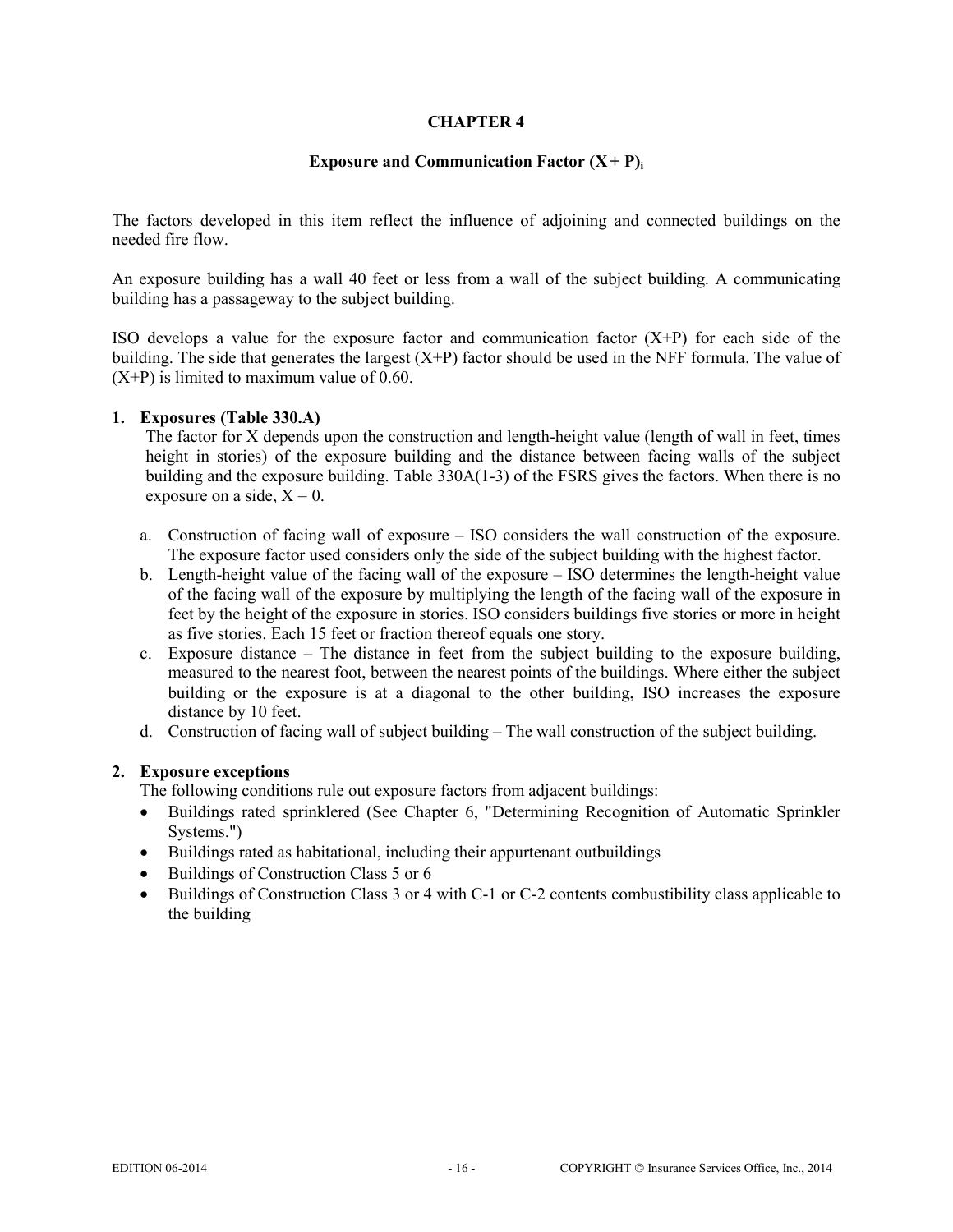# CHAPTER 4

## Exposure and Communication Factor $(X + P)_i$

The factors developed in this item reflect the influence of adjoining and connected buildings on the needed fire flow.

An exposure building has a wall 40 feet or less from a wall of the subject building. A communicating building has a passageway to the subject building.

ISO develops a value for the exposure factor and communication factor (X+P) for each side of the building. The side that generates the largest (X+P) factor should be used in the NFF formula. The value of (X+P) is limited to maximum value of 0.60.

### 1. Exposures (Table 330.A)

The factor for X depends upon the construction and length-height value (length of wall in feet, times height in stories) of the exposure building and the distance between facing walls of the subject building and the exposure building. Table 330A(1-3) of the FSRS gives the factors. When there is no exposure on a side, X = 0.

a. Construction of facing wall of exposure – ISO considers the wall construction of the exposure. The exposure factor used considers only the side of the subject building with the highest factor.
b. Length-height value of the facing wall of the exposure – ISO determines the length-height value of the facing wall of the exposure by multiplying the length of the facing wall of the exposure in feet by the height of the exposure in stories. ISO considers buildings five stories or more in height as five stories. Each 15 feet or fraction thereof equals one story.
c. Exposure distance – The distance in feet from the subject building to the exposure building, measured to the nearest foot, between the nearest points of the buildings. Where either the subject building or the exposure is at a diagonal to the other building, ISO increases the exposure distance by 10 feet.
d. Construction of facing wall of subject building – The wall construction of the subject building.

### 2. Exposure exceptions

The following conditions rule out exposure factors from adjacent buildings:

- Buildings rated sprinklered (See Chapter 6, "Determining Recognition of Automatic Sprinkler Systems.")
- Buildings rated as habitational, including their appurtenant outbuildings
- Buildings of Construction Class 5 or 6
- Buildings of Construction Class 3 or 4 with C-1 or C-2 contents combustibility class applicable to the building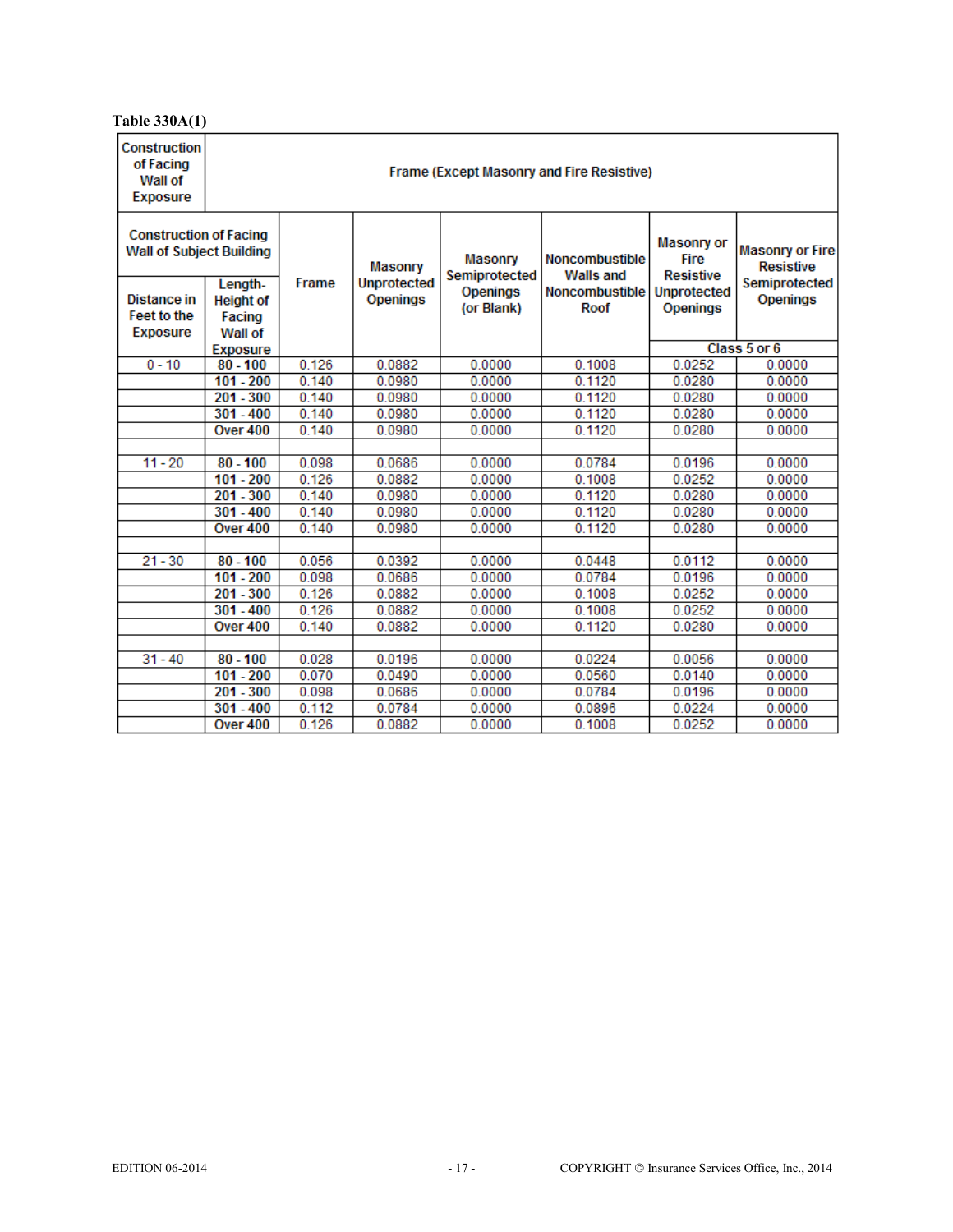**Table 330A(1)**

| Construction of Facing Wall of Exposure | | Frame (Except Masonry and Fire Resistive) | | | | | |
|---|---|---|---|---|---|---|---|
| Construction of Facing Wall of Subject Building | | Frame | Masonry Unprotected Openings | Masonry Semiprotected Openings (or Blank) | Noncombustible Walls and Noncombustible Roof | Masonry or Fire Resistive Unprotected Openings | Masonry or Fire Resistive Semiprotected Openings |
| Distance in Feet to the Exposure | Length-Height of Facing Wall of Exposure | | | | | Class 5 or 6 | |
| 0 - 10 | 80 - 100 | 0.126 | 0.0882 | 0.0000 | 0.1008 | 0.0252 | 0.0000 |
| | 101 - 200 | 0.140 | 0.0980 | 0.0000 | 0.1120 | 0.0280 | 0.0000 |
| | 201 - 300 | 0.140 | 0.0980 | 0.0000 | 0.1120 | 0.0280 | 0.0000 |
| | 301 - 400 | 0.140 | 0.0980 | 0.0000 | 0.1120 | 0.0280 | 0.0000 |
| | Over 400 | 0.140 | 0.0980 | 0.0000 | 0.1120 | 0.0280 | 0.0000 |
| | | | | | | | |
| 11 - 20 | 80 - 100 | 0.098 | 0.0686 | 0.0000 | 0.0784 | 0.0196 | 0.0000 |
| | 101 - 200 | 0.126 | 0.0882 | 0.0000 | 0.1008 | 0.0252 | 0.0000 |
| | 201 - 300 | 0.140 | 0.0980 | 0.0000 | 0.1120 | 0.0280 | 0.0000 |
| | 301 - 400 | 0.140 | 0.0980 | 0.0000 | 0.1120 | 0.0280 | 0.0000 |
| | Over 400 | 0.140 | 0.0980 | 0.0000 | 0.1120 | 0.0280 | 0.0000 |
| | | | | | | | |
| 21 - 30 | 80 - 100 | 0.056 | 0.0392 | 0.0000 | 0.0448 | 0.0112 | 0.0000 |
| | 101 - 200 | 0.098 | 0.0686 | 0.0000 | 0.0784 | 0.0196 | 0.0000 |
| | 201 - 300 | 0.126 | 0.0882 | 0.0000 | 0.1008 | 0.0252 | 0.0000 |
| | 301 - 400 | 0.126 | 0.0882 | 0.0000 | 0.1008 | 0.0252 | 0.0000 |
| | Over 400 | 0.140 | 0.0882 | 0.0000 | 0.1120 | 0.0280 | 0.0000 |
| | | | | | | | |
| 31 - 40 | 80 - 100 | 0.028 | 0.0196 | 0.0000 | 0.0224 | 0.0056 | 0.0000 |
| | 101 - 200 | 0.070 | 0.0490 | 0.0000 | 0.0560 | 0.0140 | 0.0000 |
| | 201 - 300 | 0.098 | 0.0686 | 0.0000 | 0.0784 | 0.0196 | 0.0000 |
| | 301 - 400 | 0.112 | 0.0784 | 0.0000 | 0.0896 | 0.0224 | 0.0000 |
| | Over 400 | 0.126 | 0.0882 | 0.0000 | 0.1008 | 0.0252 | 0.0000 |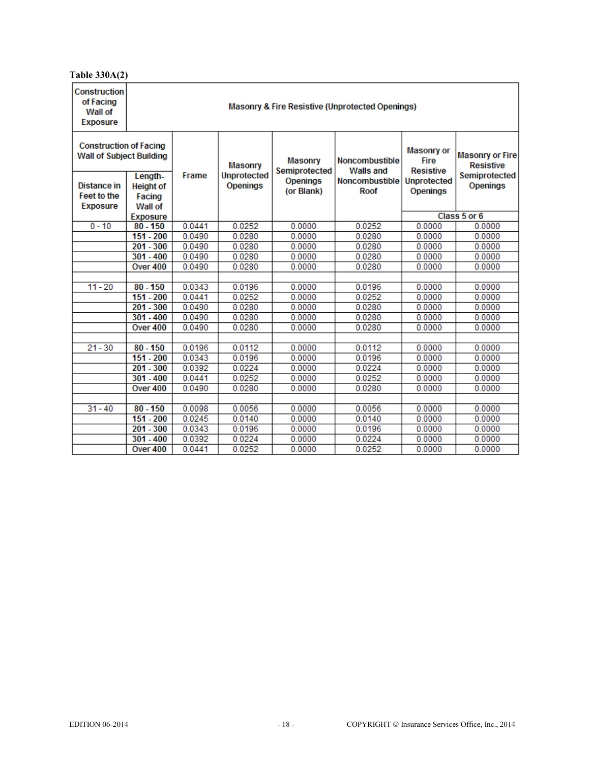**Table 330A(2)**

| Construction of Facing Wall of Exposure | | Masonry & Fire Resistive (Unprotected Openings) | | | | | |
|---|---|---|---|---|---|---|---|
| Construction of Facing Wall of Subject Building | | Frame | Masonry Unprotected Openings | Masonry Semiprotected Openings (or Blank) | Noncombustible Walls and Noncombustible Roof | Masonry or Fire Resistive Unprotected Openings | Masonry or Fire Resistive Semiprotected Openings |
| Distance in Feet to the Exposure | Length-Height of Facing Wall of Exposure | | | | | Class 5 or 6 | |
| 0 - 10 | **80 - 150** | 0.0441 | 0.0252 | 0.0000 | 0.0252 | 0.0000 | 0.0000 |
| | **151 - 200** | 0.0490 | 0.0280 | 0.0000 | 0.0280 | 0.0000 | 0.0000 |
| | **201 - 300** | 0.0490 | 0.0280 | 0.0000 | 0.0280 | 0.0000 | 0.0000 |
| | **301 - 400** | 0.0490 | 0.0280 | 0.0000 | 0.0280 | 0.0000 | 0.0000 |
| | **Over 400** | 0.0490 | 0.0280 | 0.0000 | 0.0280 | 0.0000 | 0.0000 |
| | | | | | | | |
| 11 - 20 | **80 - 150** | 0.0343 | 0.0196 | 0.0000 | 0.0196 | 0.0000 | 0.0000 |
| | **151 - 200** | 0.0441 | 0.0252 | 0.0000 | 0.0252 | 0.0000 | 0.0000 |
| | **201 - 300** | 0.0490 | 0.0280 | 0.0000 | 0.0280 | 0.0000 | 0.0000 |
| | **301 - 400** | 0.0490 | 0.0280 | 0.0000 | 0.0280 | 0.0000 | 0.0000 |
| | **Over 400** | 0.0490 | 0.0280 | 0.0000 | 0.0280 | 0.0000 | 0.0000 |
| | | | | | | | |
| 21 - 30 | **80 - 150** | 0.0196 | 0.0112 | 0.0000 | 0.0112 | 0.0000 | 0.0000 |
| | **151 - 200** | 0.0343 | 0.0196 | 0.0000 | 0.0196 | 0.0000 | 0.0000 |
| | **201 - 300** | 0.0392 | 0.0224 | 0.0000 | 0.0224 | 0.0000 | 0.0000 |
| | **301 - 400** | 0.0441 | 0.0252 | 0.0000 | 0.0252 | 0.0000 | 0.0000 |
| | **Over 400** | 0.0490 | 0.0280 | 0.0000 | 0.0280 | 0.0000 | 0.0000 |
| | | | | | | | |
| 31 - 40 | **80 - 150** | 0.0098 | 0.0056 | 0.0000 | 0.0056 | 0.0000 | 0.0000 |
| | **151 - 200** | 0.0245 | 0.0140 | 0.0000 | 0.0140 | 0.0000 | 0.0000 |
| | **201 - 300** | 0.0343 | 0.0196 | 0.0000 | 0.0196 | 0.0000 | 0.0000 |
| | **301 - 400** | 0.0392 | 0.0224 | 0.0000 | 0.0224 | 0.0000 | 0.0000 |
| | **Over 400** | 0.0441 | 0.0252 | 0.0000 | 0.0252 | 0.0000 | 0.0000 |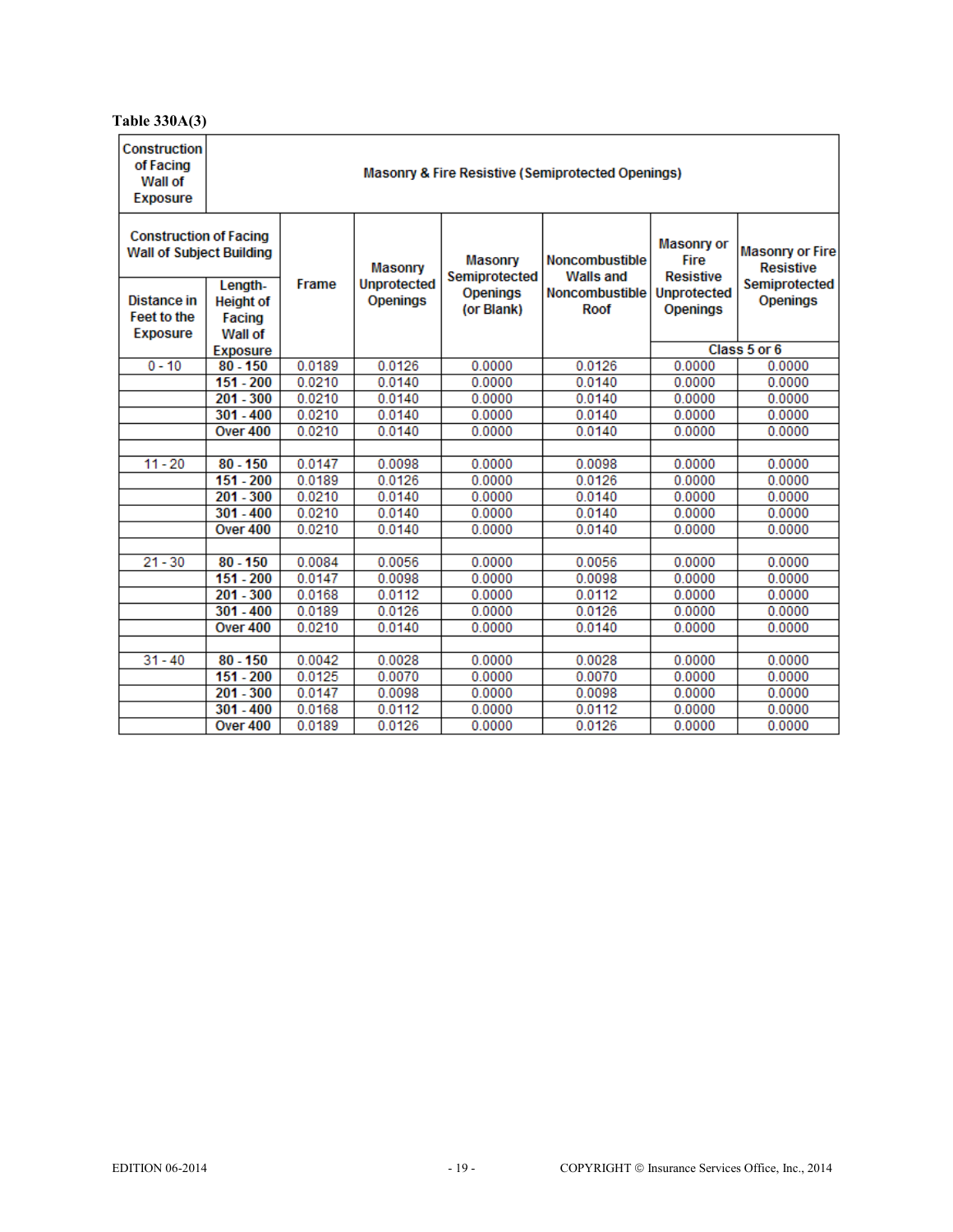**Table 330A(3)**

| Construction of Facing Wall of Exposure | | Masonry & Fire Resistive (Semiprotected Openings) | | | | | |
|---|---|---|---|---|---|---|---|
| Construction of Facing Wall of Subject Building | | Frame | Masonry Unprotected Openings | Masonry Semiprotected Openings (or Blank) | Noncombustible Walls and Noncombustible Roof | Masonry or Fire Resistive Unprotected Openings | Masonry or Fire Resistive Semiprotected Openings |
| Distance in Feet to the Exposure | Length-Height of Facing Wall of Exposure | | | | | Class 5 or 6 | |
| 0 - 10 | **80 - 150** | 0.0189 | 0.0126 | 0.0000 | 0.0126 | 0.0000 | 0.0000 |
| | **151 - 200** | 0.0210 | 0.0140 | 0.0000 | 0.0140 | 0.0000 | 0.0000 |
| | **201 - 300** | 0.0210 | 0.0140 | 0.0000 | 0.0140 | 0.0000 | 0.0000 |
| | **301 - 400** | 0.0210 | 0.0140 | 0.0000 | 0.0140 | 0.0000 | 0.0000 |
| | **Over 400** | 0.0210 | 0.0140 | 0.0000 | 0.0140 | 0.0000 | 0.0000 |
| | | | | | | | |
| 11 - 20 | **80 - 150** | 0.0147 | 0.0098 | 0.0000 | 0.0098 | 0.0000 | 0.0000 |
| | **151 - 200** | 0.0189 | 0.0126 | 0.0000 | 0.0126 | 0.0000 | 0.0000 |
| | **201 - 300** | 0.0210 | 0.0140 | 0.0000 | 0.0140 | 0.0000 | 0.0000 |
| | **301 - 400** | 0.0210 | 0.0140 | 0.0000 | 0.0140 | 0.0000 | 0.0000 |
| | **Over 400** | 0.0210 | 0.0140 | 0.0000 | 0.0140 | 0.0000 | 0.0000 |
| | | | | | | | |
| 21 - 30 | **80 - 150** | 0.0084 | 0.0056 | 0.0000 | 0.0056 | 0.0000 | 0.0000 |
| | **151 - 200** | 0.0147 | 0.0098 | 0.0000 | 0.0098 | 0.0000 | 0.0000 |
| | **201 - 300** | 0.0168 | 0.0112 | 0.0000 | 0.0112 | 0.0000 | 0.0000 |
| | **301 - 400** | 0.0189 | 0.0126 | 0.0000 | 0.0126 | 0.0000 | 0.0000 |
| | **Over 400** | 0.0210 | 0.0140 | 0.0000 | 0.0140 | 0.0000 | 0.0000 |
| | | | | | | | |
| 31 - 40 | **80 - 150** | 0.0042 | 0.0028 | 0.0000 | 0.0028 | 0.0000 | 0.0000 |
| | **151 - 200** | 0.0125 | 0.0070 | 0.0000 | 0.0070 | 0.0000 | 0.0000 |
| | **201 - 300** | 0.0147 | 0.0098 | 0.0000 | 0.0098 | 0.0000 | 0.0000 |
| | **301 - 400** | 0.0168 | 0.0112 | 0.0000 | 0.0112 | 0.0000 | 0.0000 |
| | **Over 400** | 0.0189 | 0.0126 | 0.0000 | 0.0126 | 0.0000 | 0.0000 |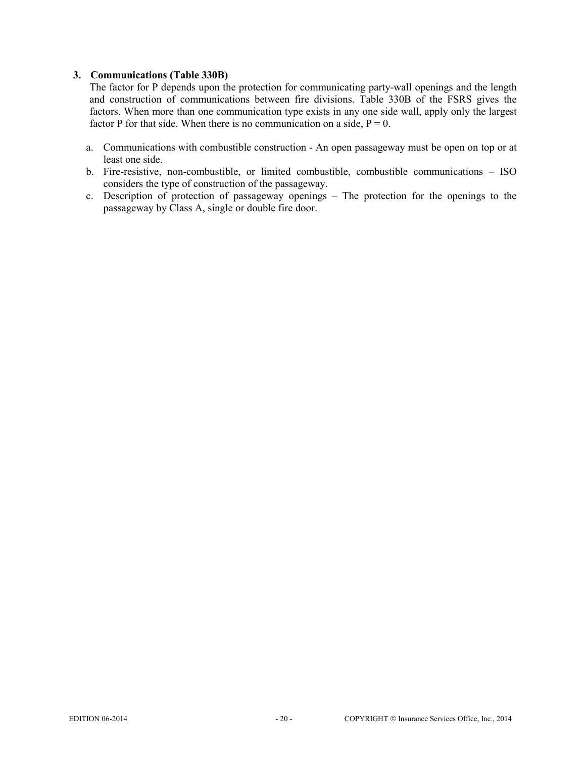### 3. Communications (Table 330B)

The factor for P depends upon the protection for communicating party-wall openings and the length and construction of communications between fire divisions. Table 330B of the FSRS gives the factors. When more than one communication type exists in any one side wall, apply only the largest factor P for that side. When there is no communication on a side, $P = 0$.

a. Communications with combustible construction - An open passageway must be open on top or at least one side.
b. Fire-resistive, non-combustible, or limited combustible, combustible communications – ISO considers the type of construction of the passageway.
c. Description of protection of passageway openings – The protection for the openings to the passageway by Class A, single or double fire door.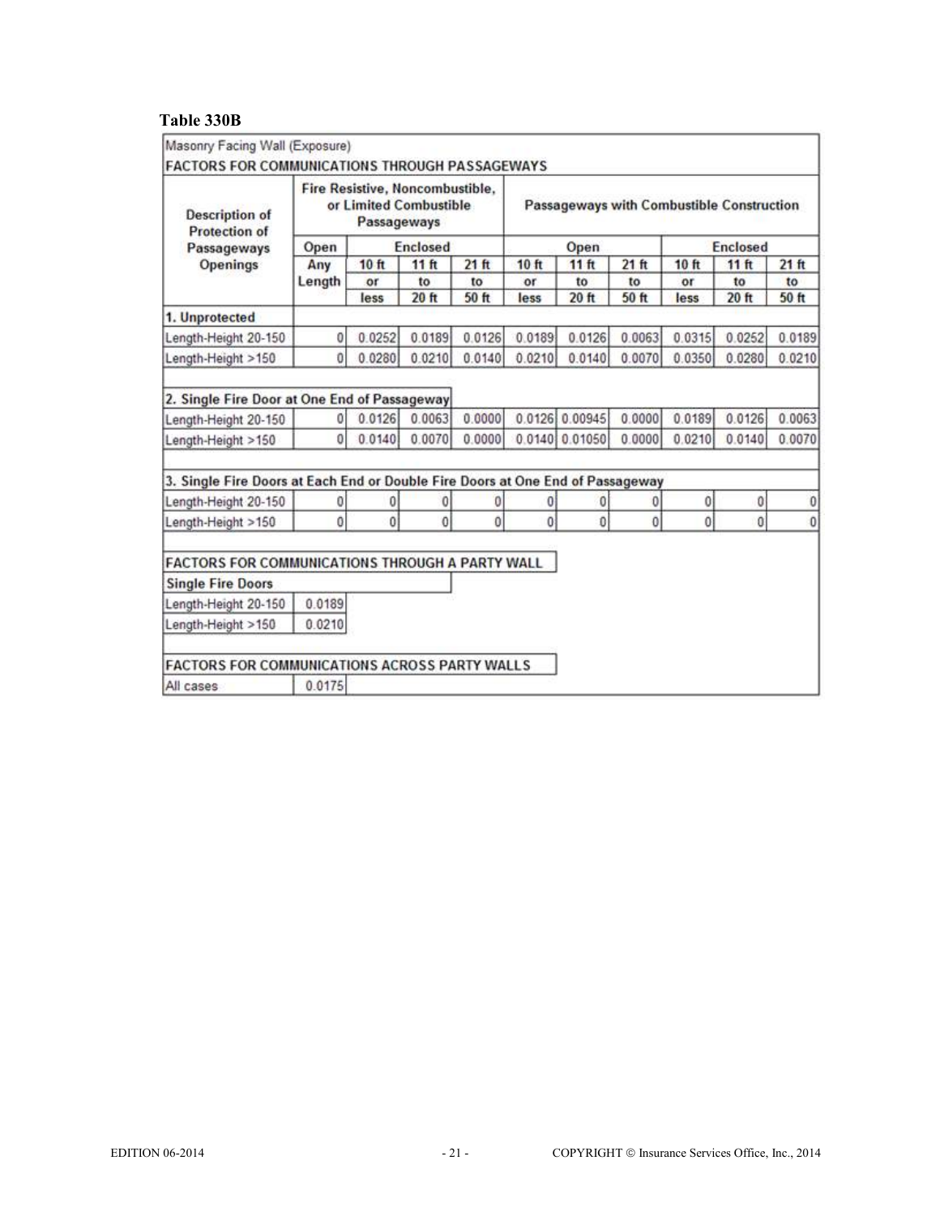**Table 330B**

| Masonry Facing Wall (Exposure) | | | | | | | | | | |
|---|---|---|---|---|---|---|---|---|---|---|
| **FACTORS FOR COMMUNICATIONS THROUGH PASSAGEWAYS** | | | | | | | | | | |
| **Description of Protection of Passageways Openings** | **Fire Resistive, Noncombustible, or Limited Combustible Passageways** | | | | **Passageways with Combustible Construction** | | | | | |
| | **Open** | **Enclosed** | | | **Open** | | | **Enclosed** | | |
| | **Any Length** | **10 ft or less** | **11 ft to 20 ft** | **21 ft to 50 ft** | **10 ft or less** | **11 ft to 20 ft** | **21 ft to 50 ft** | **10 ft or less** | **11 ft to 20 ft** | **21 ft to 50 ft** |
| **1. Unprotected** | | | | | | | | | | |
| Length-Height 20-150 | 0 | 0.0252 | 0.0189 | 0.0126 | 0.0189 | 0.0126 | 0.0063 | 0.0315 | 0.0252 | 0.0189 |
| Length-Height >150 | 0 | 0.0280 | 0.0210 | 0.0140 | 0.0210 | 0.0140 | 0.0070 | 0.0350 | 0.0280 | 0.0210 |
| **2. Single Fire Door at One End of Passageway** | | | | | | | | | | |
| Length-Height 20-150 | 0 | 0.0126 | 0.0063 | 0.0000 | 0.0126 | 0.00945 | 0.0000 | 0.0189 | 0.0126 | 0.0063 |
| Length-Height >150 | 0 | 0.0140 | 0.0070 | 0.0000 | 0.0140 | 0.01050 | 0.0000 | 0.0210 | 0.0140 | 0.0070 |
| **3. Single Fire Doors at Each End or Double Fire Doors at One End of Passageway** | | | | | | | | | | |
| Length-Height 20-150 | 0 | 0 | 0 | 0 | 0 | 0 | 0 | 0 | 0 | 0 |
| Length-Height >150 | 0 | 0 | 0 | 0 | 0 | 0 | 0 | 0 | 0 | 0 |
| **FACTORS FOR COMMUNICATIONS THROUGH A PARTY WALL** | | | | | | | | | | |
| **Single Fire Doors** | | | | | | | | | | |
| Length-Height 20-150 | 0.0189 | | | | | | | | | |
| Length-Height >150 | 0.0210 | | | | | | | | | |
| **FACTORS FOR COMMUNICATIONS ACROSS PARTY WALLS** | | | | | | | | | | |
| All cases | 0.0175 | | | | | | | | | |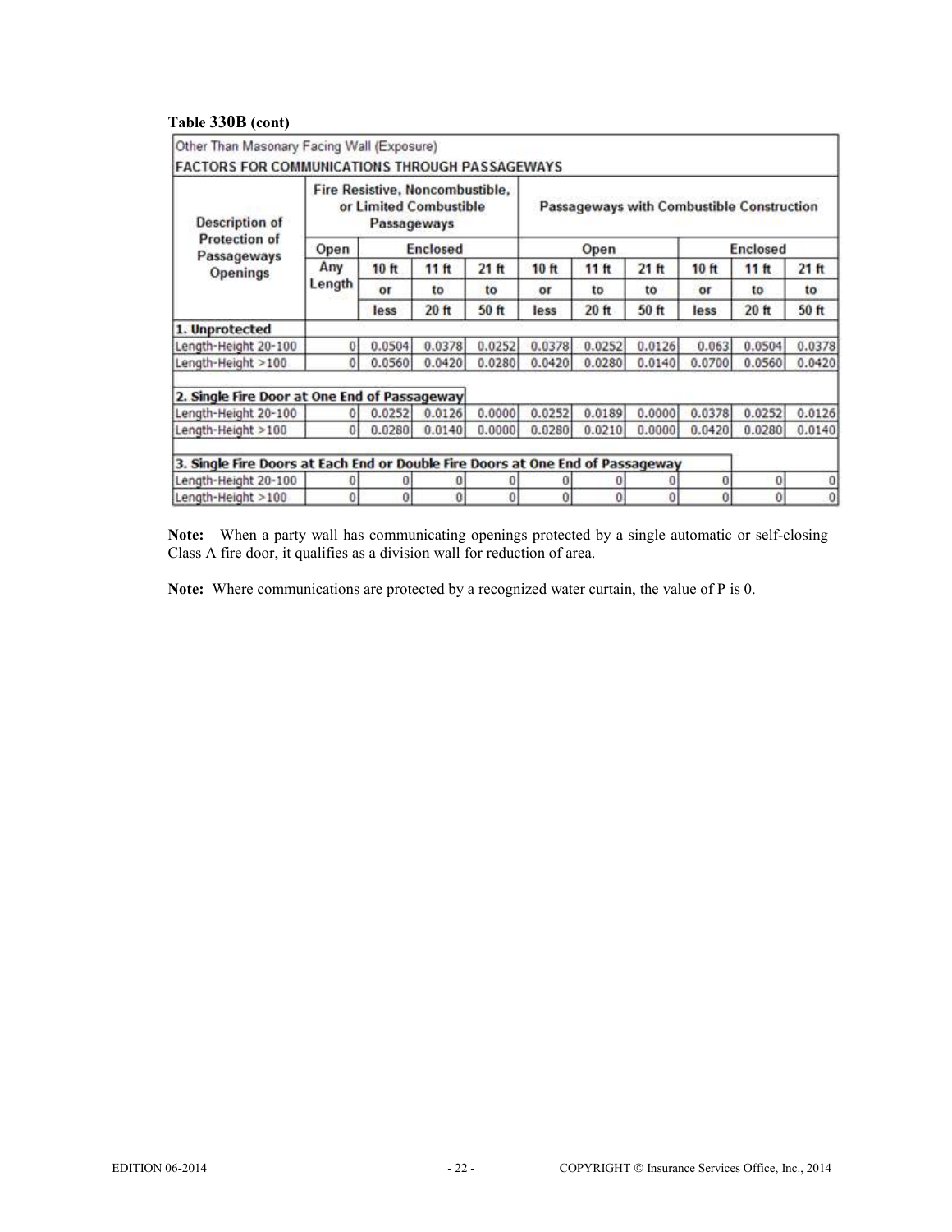**Table 330B (cont)**

| Other Than Masonary Facing Wall (Exposure) | | | | | | | | | | |
|---|---|---|---|---|---|---|---|---|---|---|
| **FACTORS FOR COMMUNICATIONS THROUGH PASSAGEWAYS** | | | | | | | | | | |
| **Description of Protection of Passageways Openings** | **Fire Resistive, Noncombustible, or Limited Combustible Passageways** | | | | **Passageways with Combustible Construction** | | | | | |
| | **Open** | **Enclosed** | | | **Open** | | | **Enclosed** | | |
| | **Any Length** | **10 ft or less** | **11 ft to 20 ft** | **21 ft to 50 ft** | **10 ft or less** | **11 ft to 20 ft** | **21 ft to 50 ft** | **10 ft or less** | **11 ft to 20 ft** | **21 ft to 50 ft** |
| **1. Unprotected** | | | | | | | | | | |
| Length-Height 20-100 | 0 | 0.0504 | 0.0378 | 0.0252 | 0.0378 | 0.0252 | 0.0126 | 0.063 | 0.0504 | 0.0378 |
| Length-Height >100 | 0 | 0.0560 | 0.0420 | 0.0280 | 0.0420 | 0.0280 | 0.0140 | 0.0700 | 0.0560 | 0.0420 |
| **2. Single Fire Door at One End of Passageway** | | | | | | | | | | |
| Length-Height 20-100 | 0 | 0.0252 | 0.0126 | 0.0000 | 0.0252 | 0.0189 | 0.0000 | 0.0378 | 0.0252 | 0.0126 |
| Length-Height >100 | 0 | 0.0280 | 0.0140 | 0.0000 | 0.0280 | 0.0210 | 0.0000 | 0.0420 | 0.0280 | 0.0140 |
| **3. Single Fire Doors at Each End or Double Fire Doors at One End of Passageway** | | | | | | | | | | |
| Length-Height 20-100 | 0 | 0 | 0 | 0 | 0 | 0 | 0 | 0 | 0 | 0 |
| Length-Height >100 | 0 | 0 | 0 | 0 | 0 | 0 | 0 | 0 | 0 | 0 |

**Note:** When a party wall has communicating openings protected by a single automatic or self-closing Class A fire door, it qualifies as a division wall for reduction of area.

**Note:** Where communications are protected by a recognized water curtain, the value of P is 0.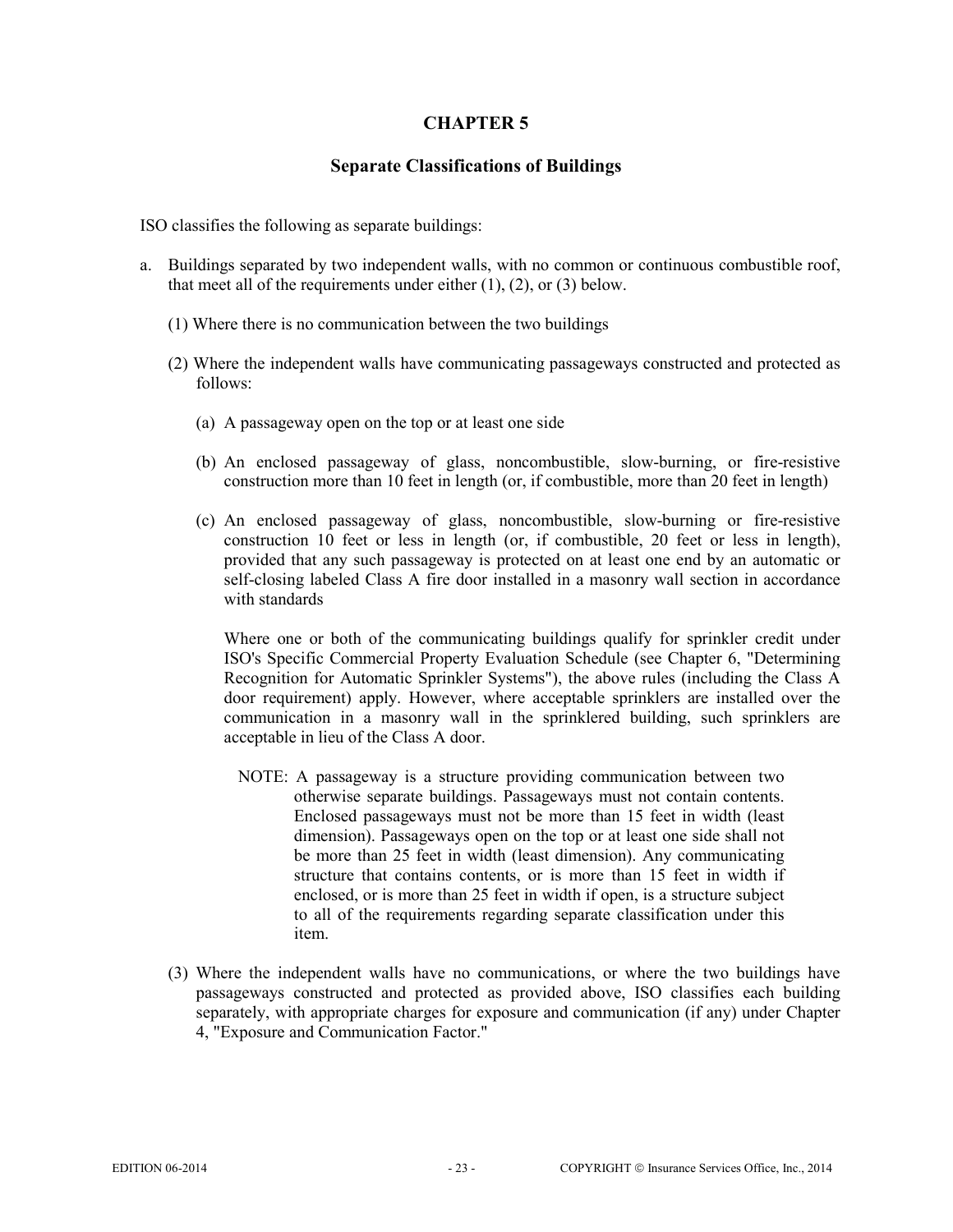# CHAPTER 5

## Separate Classifications of Buildings

ISO classifies the following as separate buildings:

a. Buildings separated by two independent walls, with no common or continuous combustible roof, that meet all of the requirements under either (1), (2), or (3) below.

   (1) Where there is no communication between the two buildings

   (2) Where the independent walls have communicating passageways constructed and protected as follows:

      (a) A passageway open on the top or at least one side

      (b) An enclosed passageway of glass, noncombustible, slow-burning, or fire-resistive construction more than 10 feet in length (or, if combustible, more than 20 feet in length)

      (c) An enclosed passageway of glass, noncombustible, slow-burning or fire-resistive construction 10 feet or less in length (or, if combustible, 20 feet or less in length), provided that any such passageway is protected on at least one end by an automatic or self-closing labeled Class A fire door installed in a masonry wall section in accordance with standards

      Where one or both of the communicating buildings qualify for sprinkler credit under ISO's Specific Commercial Property Evaluation Schedule (see Chapter 6, "Determining Recognition for Automatic Sprinkler Systems"), the above rules (including the Class A door requirement) apply. However, where acceptable sprinklers are installed over the communication in a masonry wall in the sprinklered building, such sprinklers are acceptable in lieu of the Class A door.

      NOTE: A passageway is a structure providing communication between two otherwise separate buildings. Passageways must not contain contents. Enclosed passageways must not be more than 15 feet in width (least dimension). Passageways open on the top or at least one side shall not be more than 25 feet in width (least dimension). Any communicating structure that contains contents, or is more than 15 feet in width if enclosed, or is more than 25 feet in width if open, is a structure subject to all of the requirements regarding separate classification under this item.

   (3) Where the independent walls have no communications, or where the two buildings have passageways constructed and protected as provided above, ISO classifies each building separately, with appropriate charges for exposure and communication (if any) under Chapter 4, "Exposure and Communication Factor."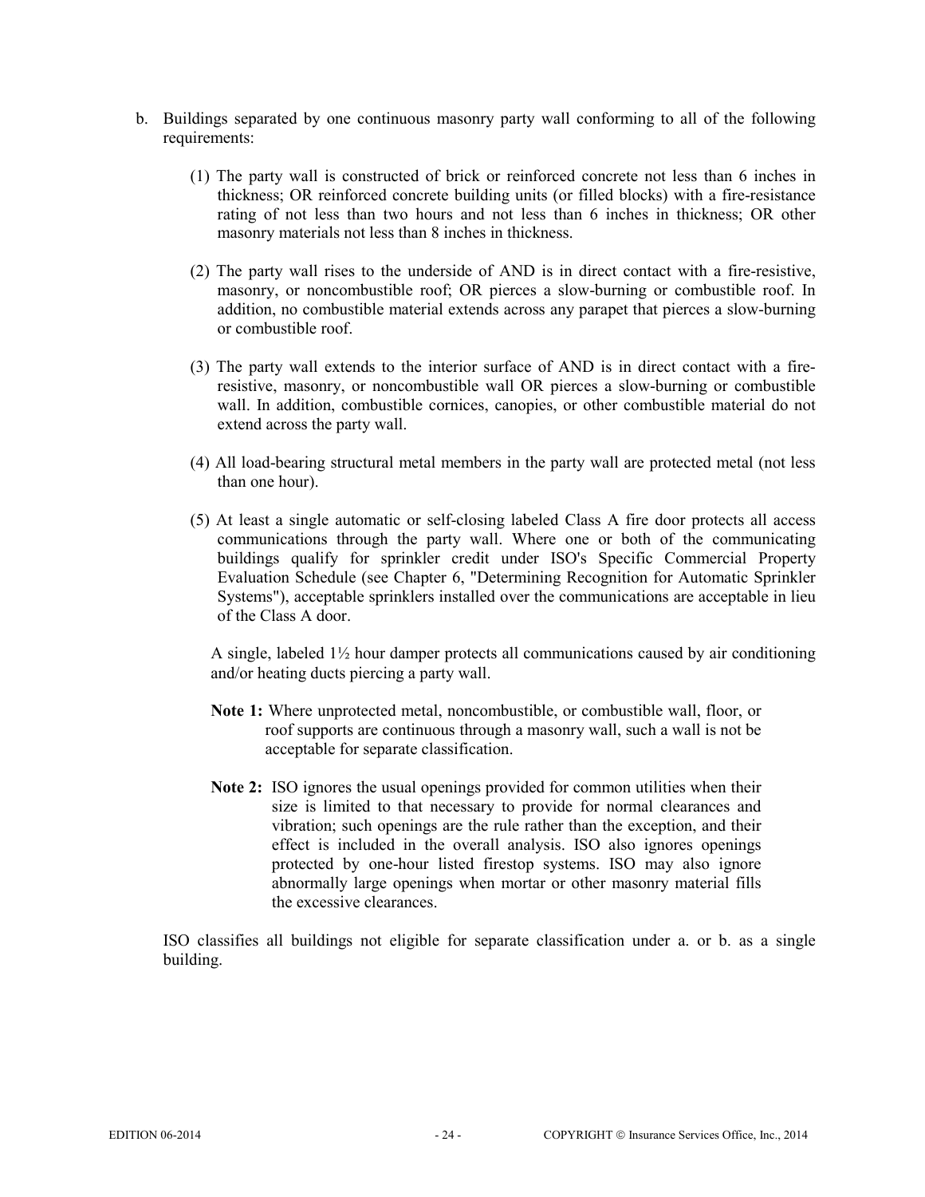b. Buildings separated by one continuous masonry party wall conforming to all of the following requirements:

   (1) The party wall is constructed of brick or reinforced concrete not less than 6 inches in thickness; OR reinforced concrete building units (or filled blocks) with a fire-resistance rating of not less than two hours and not less than 6 inches in thickness; OR other masonry materials not less than 8 inches in thickness.

   (2) The party wall rises to the underside of AND is in direct contact with a fire-resistive, masonry, or noncombustible roof; OR pierces a slow-burning or combustible roof. In addition, no combustible material extends across any parapet that pierces a slow-burning or combustible roof.

   (3) The party wall extends to the interior surface of AND is in direct contact with a fire-resistive, masonry, or noncombustible wall OR pierces a slow-burning or combustible wall. In addition, combustible cornices, canopies, or other combustible material do not extend across the party wall.

   (4) All load-bearing structural metal members in the party wall are protected metal (not less than one hour).

   (5) At least a single automatic or self-closing labeled Class A fire door protects all access communications through the party wall. Where one or both of the communicating buildings qualify for sprinkler credit under ISO's Specific Commercial Property Evaluation Schedule (see Chapter 6, "Determining Recognition for Automatic Sprinkler Systems"), acceptable sprinklers installed over the communications are acceptable in lieu of the Class A door.

   A single, labeled 1½ hour damper protects all communications caused by air conditioning and/or heating ducts piercing a party wall.

   **Note 1:** Where unprotected metal, noncombustible, or combustible wall, floor, or roof supports are continuous through a masonry wall, such a wall is not be acceptable for separate classification.

   **Note 2:** ISO ignores the usual openings provided for common utilities when their size is limited to that necessary to provide for normal clearances and vibration; such openings are the rule rather than the exception, and their effect is included in the overall analysis. ISO also ignores openings protected by one-hour listed firestop systems. ISO may also ignore abnormally large openings when mortar or other masonry material fills the excessive clearances.

ISO classifies all buildings not eligible for separate classification under a. or b. as a single building.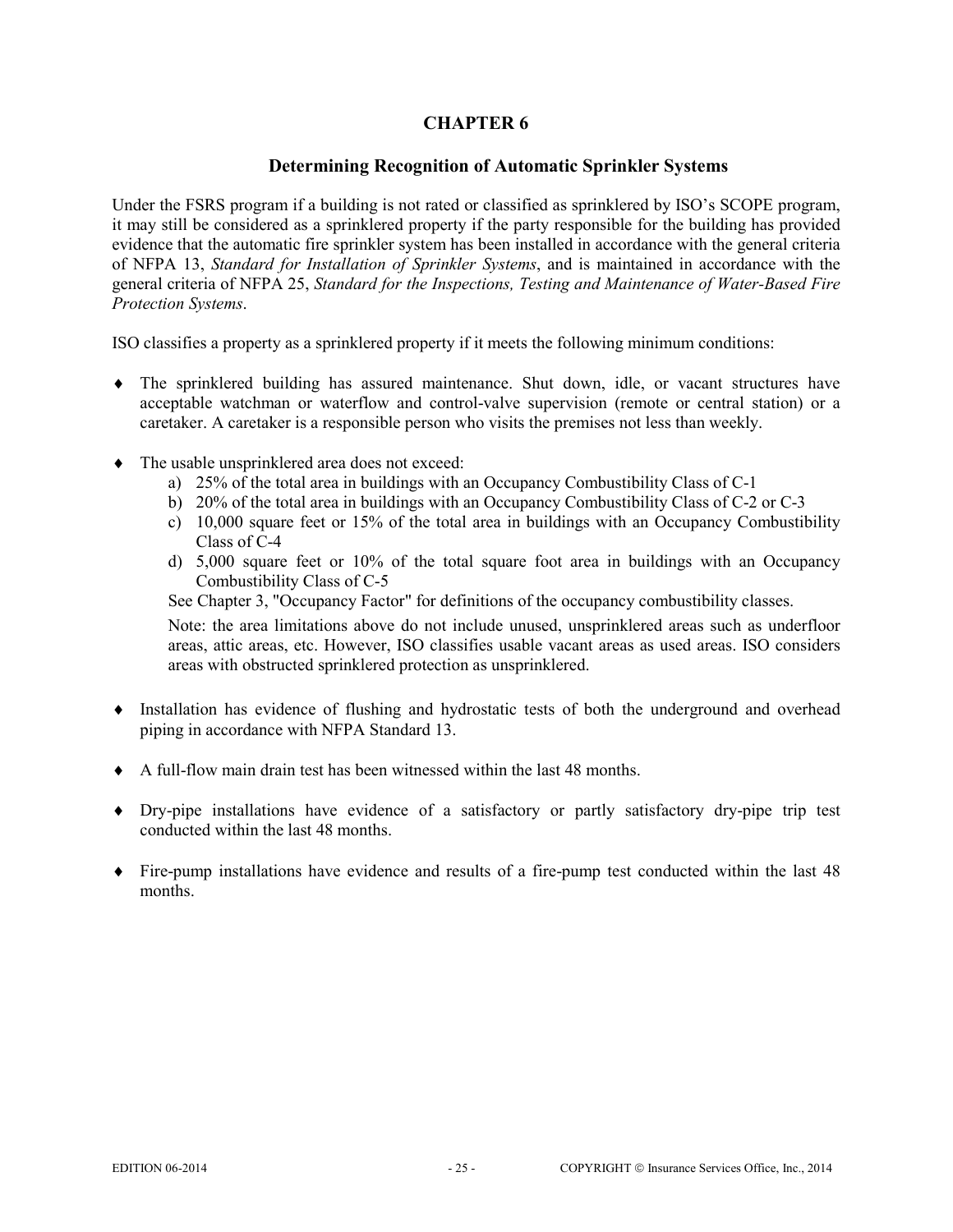# CHAPTER 6

## Determining Recognition of Automatic Sprinkler Systems

Under the FSRS program if a building is not rated or classified as sprinklered by ISO's SCOPE program, it may still be considered as a sprinklered property if the party responsible for the building has provided evidence that the automatic fire sprinkler system has been installed in accordance with the general criteria of NFPA 13, *Standard for Installation of Sprinkler Systems*, and is maintained in accordance with the general criteria of NFPA 25, *Standard for the Inspections, Testing and Maintenance of Water-Based Fire Protection Systems*.

ISO classifies a property as a sprinklered property if it meets the following minimum conditions:

- The sprinklered building has assured maintenance. Shut down, idle, or vacant structures have acceptable watchman or waterflow and control-valve supervision (remote or central station) or a caretaker. A caretaker is a responsible person who visits the premises not less than weekly.

- The usable unsprinklered area does not exceed:
  a) 25% of the total area in buildings with an Occupancy Combustibility Class of C-1
  b) 20% of the total area in buildings with an Occupancy Combustibility Class of C-2 or C-3
  c) 10,000 square feet or 15% of the total area in buildings with an Occupancy Combustibility Class of C-4
  d) 5,000 square feet or 10% of the total square foot area in buildings with an Occupancy Combustibility Class of C-5

  See Chapter 3, "Occupancy Factor" for definitions of the occupancy combustibility classes.

  Note: the area limitations above do not include unused, unsprinklered areas such as underfloor areas, attic areas, etc. However, ISO classifies usable vacant areas as used areas. ISO considers areas with obstructed sprinklered protection as unsprinklered.

- Installation has evidence of flushing and hydrostatic tests of both the underground and overhead piping in accordance with NFPA Standard 13.

- A full-flow main drain test has been witnessed within the last 48 months.

- Dry-pipe installations have evidence of a satisfactory or partly satisfactory dry-pipe trip test conducted within the last 48 months.

- Fire-pump installations have evidence and results of a fire-pump test conducted within the last 48 months.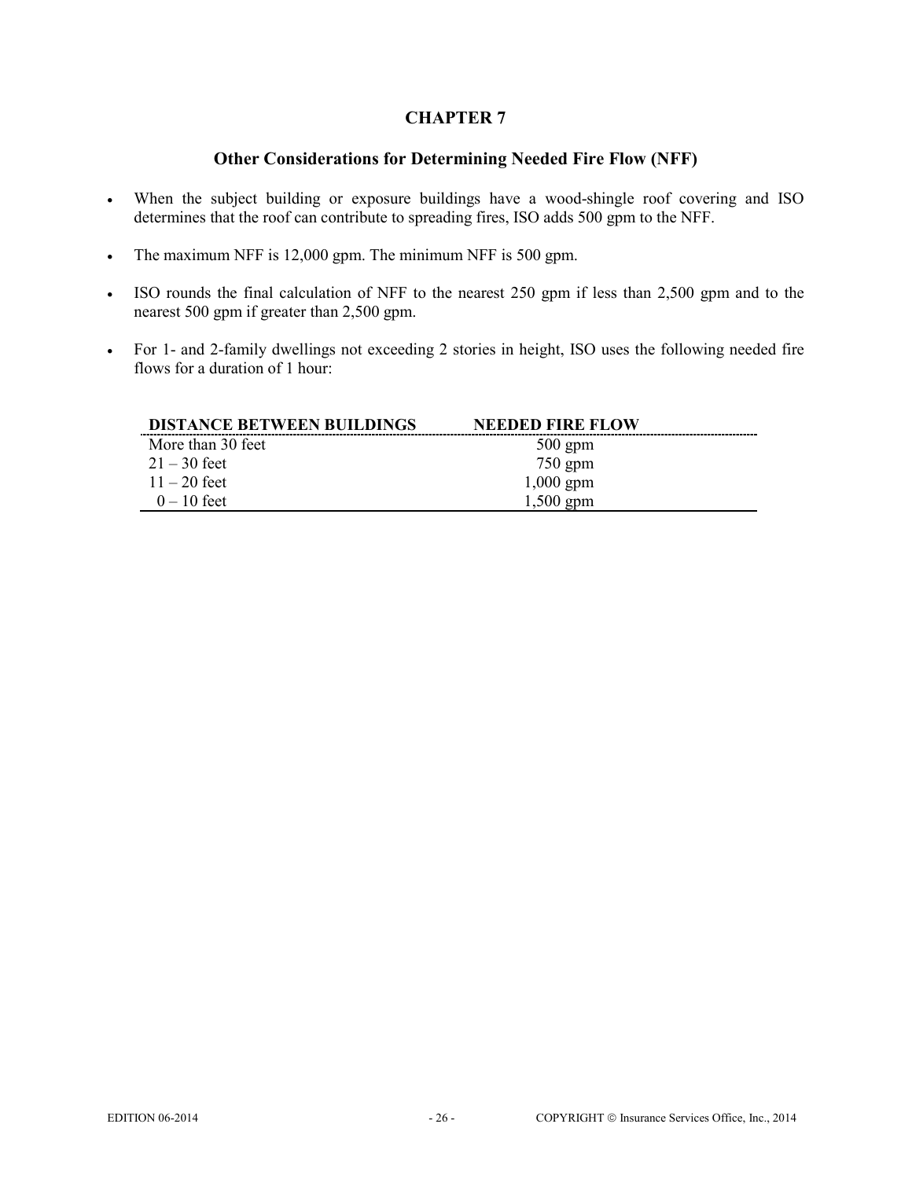# CHAPTER 7

## Other Considerations for Determining Needed Fire Flow (NFF)

- When the subject building or exposure buildings have a wood-shingle roof covering and ISO determines that the roof can contribute to spreading fires, ISO adds 500 gpm to the NFF.
- The maximum NFF is 12,000 gpm. The minimum NFF is 500 gpm.
- ISO rounds the final calculation of NFF to the nearest 250 gpm if less than 2,500 gpm and to the nearest 500 gpm if greater than 2,500 gpm.
- For 1- and 2-family dwellings not exceeding 2 stories in height, ISO uses the following needed fire flows for a duration of 1 hour:

| DISTANCE BETWEEN BUILDINGS | NEEDED FIRE FLOW |
|---|---|
| More than 30 feet | 500 gpm |
| 21 – 30 feet | 750 gpm |
| 11 – 20 feet | 1,000 gpm |
| 0 – 10 feet | 1,500 gpm |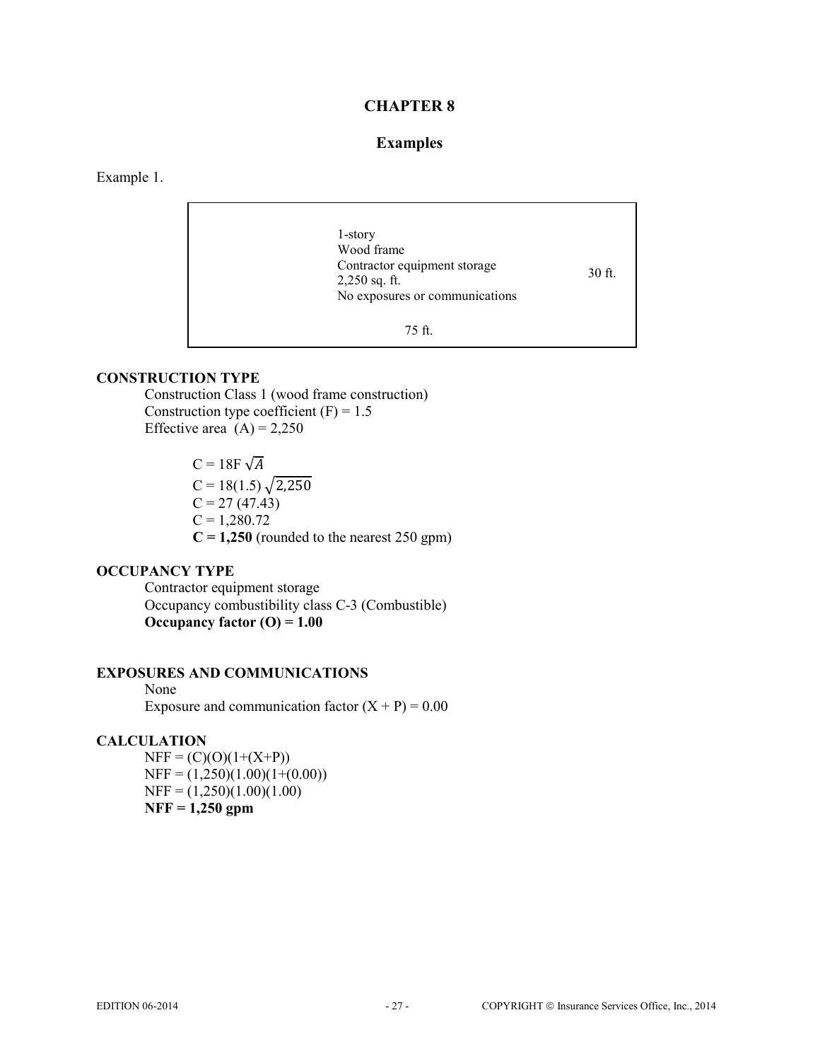# CHAPTER 8

## Examples

Example 1.

1-story
Wood frame
Contractor equipment storage
2,250 sq. ft.
No exposures or communications

30 ft.

75 ft.

**CONSTRUCTION TYPE**

Construction Class 1 (wood frame construction)
Construction type coefficient (F) = 1.5
Effective area (A) = 2,250

$C = 18F\sqrt{A}$
$C = 18(1.5)\sqrt{2{,}250}$
$C = 27\ (47.43)$
$C = 1{,}280.72$
**C = 1,250** (rounded to the nearest 250 gpm)

**OCCUPANCY TYPE**

Contractor equipment storage
Occupancy combustibility class C-3 (Combustible)
**Occupancy factor (O) = 1.00**

**EXPOSURES AND COMMUNICATIONS**

None
Exposure and communication factor (X + P) = 0.00

**CALCULATION**

$NFF = (C)(O)(1+(X+P))$
$NFF = (1{,}250)(1.00)(1+(0.00))$
$NFF = (1{,}250)(1.00)(1.00)$
**NFF = 1,250 gpm**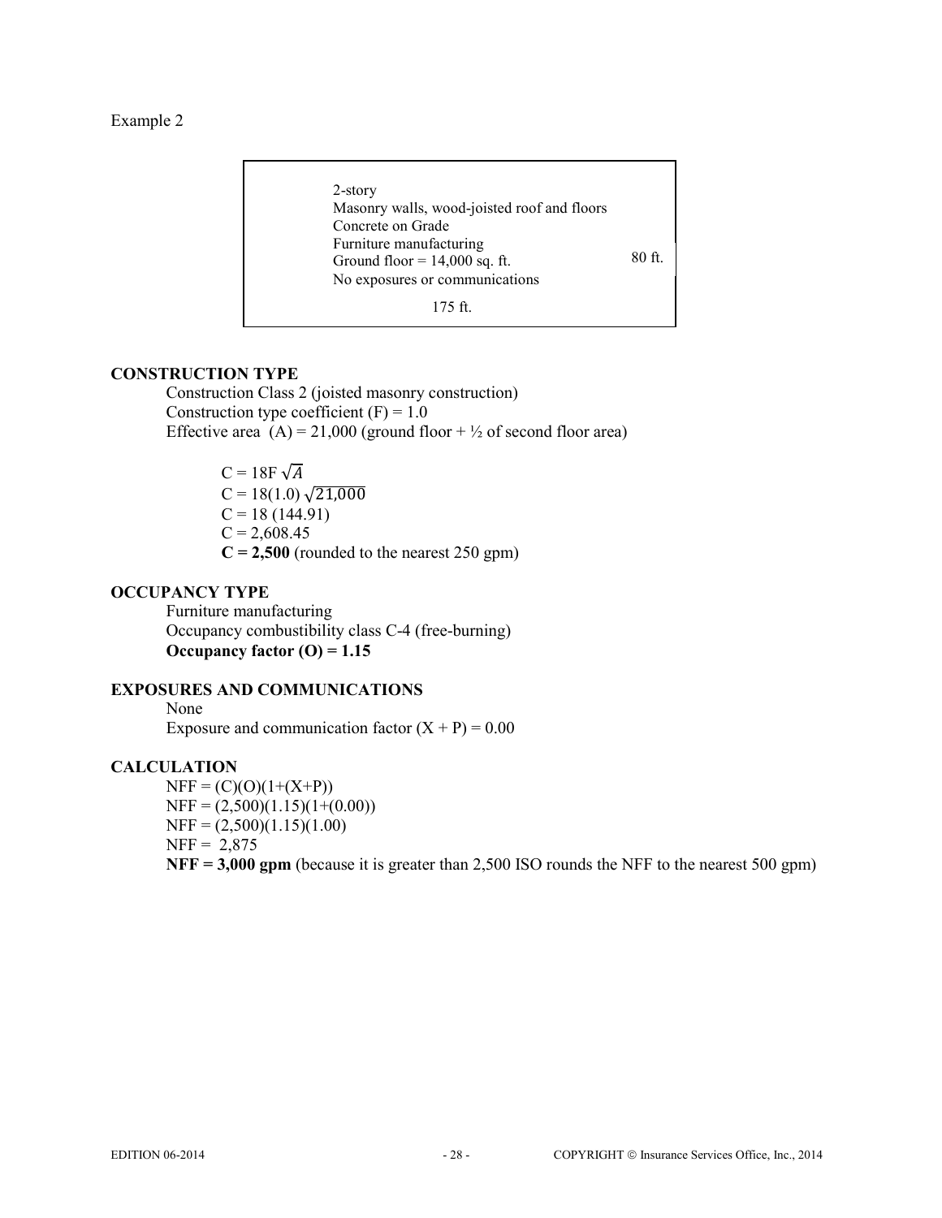Example 2

2-story
Masonry walls, wood-joisted roof and floors
Concrete on Grade
Furniture manufacturing
Ground floor = 14,000 sq. ft.
No exposures or communications

80 ft.

175 ft.

**CONSTRUCTION TYPE**

Construction Class 2 (joisted masonry construction)
Construction type coefficient (F) = 1.0
Effective area (A) = 21,000 (ground floor + ½ of second floor area)

$C = 18F\sqrt{A}$
$C = 18(1.0)\sqrt{21{,}000}$
$C = 18\ (144.91)$
$C = 2{,}608.45$
**C = 2,500** (rounded to the nearest 250 gpm)

**OCCUPANCY TYPE**

Furniture manufacturing
Occupancy combustibility class C-4 (free-burning)
**Occupancy factor (O) = 1.15**

**EXPOSURES AND COMMUNICATIONS**

None
Exposure and communication factor (X + P) = 0.00

**CALCULATION**

NFF = (C)(O)(1+(X+P))
NFF = (2,500)(1.15)(1+(0.00))
NFF = (2,500)(1.15)(1.00)
NFF = 2,875
**NFF = 3,000 gpm** (because it is greater than 2,500 ISO rounds the NFF to the nearest 500 gpm)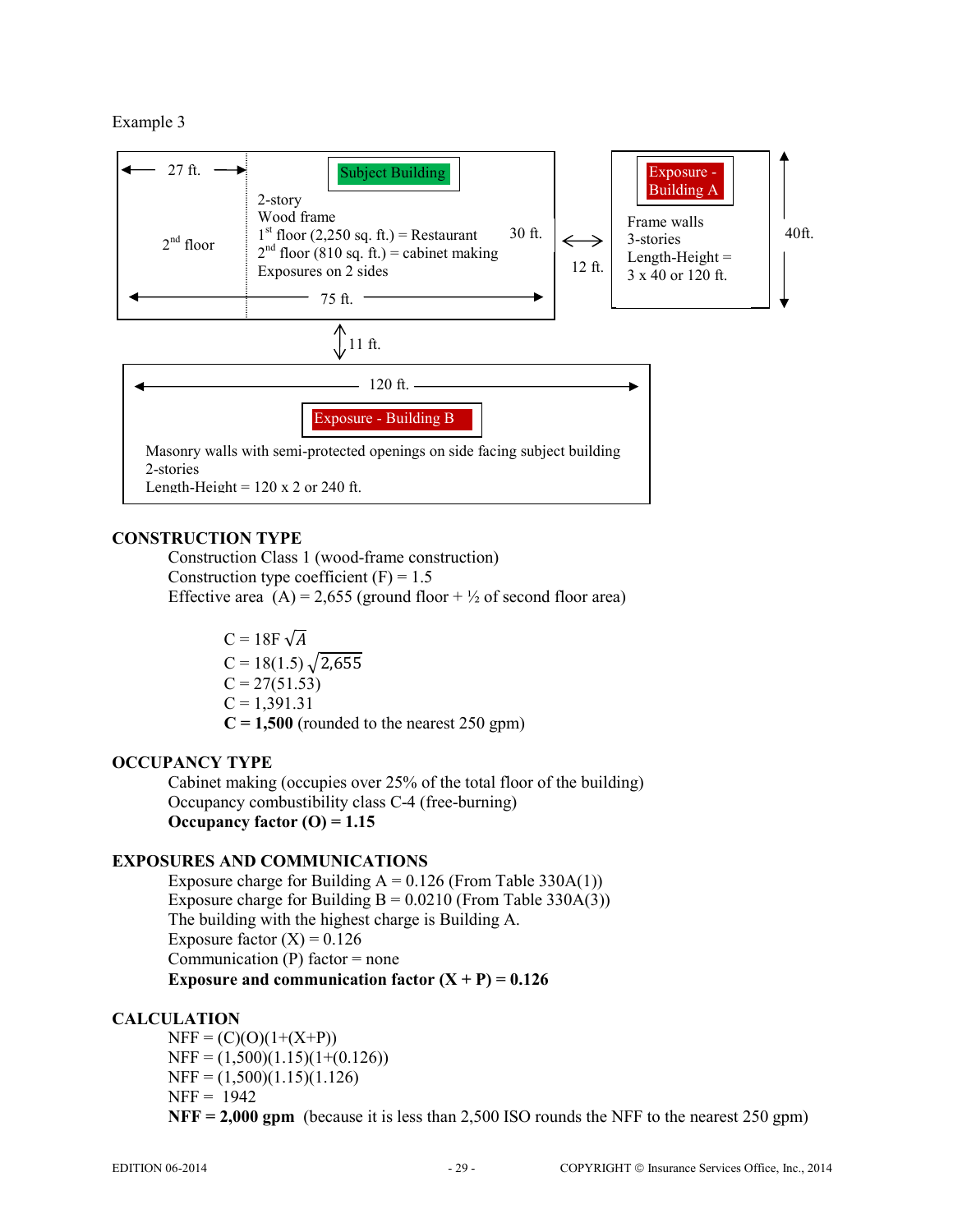Example 3

Subject Building

27 ft.

2nd floor

2-story
Wood frame
1st floor (2,250 sq. ft.) = Restaurant
2nd floor (810 sq. ft.) = cabinet making
Exposures on 2 sides

30 ft.

75 ft.

12 ft.

Exposure - Building A

Frame walls
3-stories
Length-Height = 3 x 40 or 120 ft.

40ft.

11 ft.

120 ft.

Exposure - Building B

Masonry walls with semi-protected openings on side facing subject building
2-stories
Length-Height = 120 x 2 or 240 ft.

**CONSTRUCTION TYPE**

Construction Class 1 (wood-frame construction)
Construction type coefficient (F) = 1.5
Effective area (A) = 2,655 (ground floor + ½ of second floor area)

$C = 18F\sqrt{A}$
$C = 18(1.5)\sqrt{2{,}655}$
$C = 27(51.53)$
$C = 1{,}391.31$
**C = 1,500** (rounded to the nearest 250 gpm)

**OCCUPANCY TYPE**

Cabinet making (occupies over 25% of the total floor of the building)
Occupancy combustibility class C-4 (free-burning)
**Occupancy factor (O) = 1.15**

**EXPOSURES AND COMMUNICATIONS**

Exposure charge for Building A = 0.126 (From Table 330A(1))
Exposure charge for Building B = 0.0210 (From Table 330A(3))
The building with the highest charge is Building A.
Exposure factor (X) = 0.126
Communication (P) factor = none
**Exposure and communication factor (X + P) = 0.126**

**CALCULATION**

NFF = (C)(O)(1+(X+P))
NFF = (1,500)(1.15)(1+(0.126))
NFF = (1,500)(1.15)(1.126)
NFF = 1942
**NFF = 2,000 gpm** (because it is less than 2,500 ISO rounds the NFF to the nearest 250 gpm)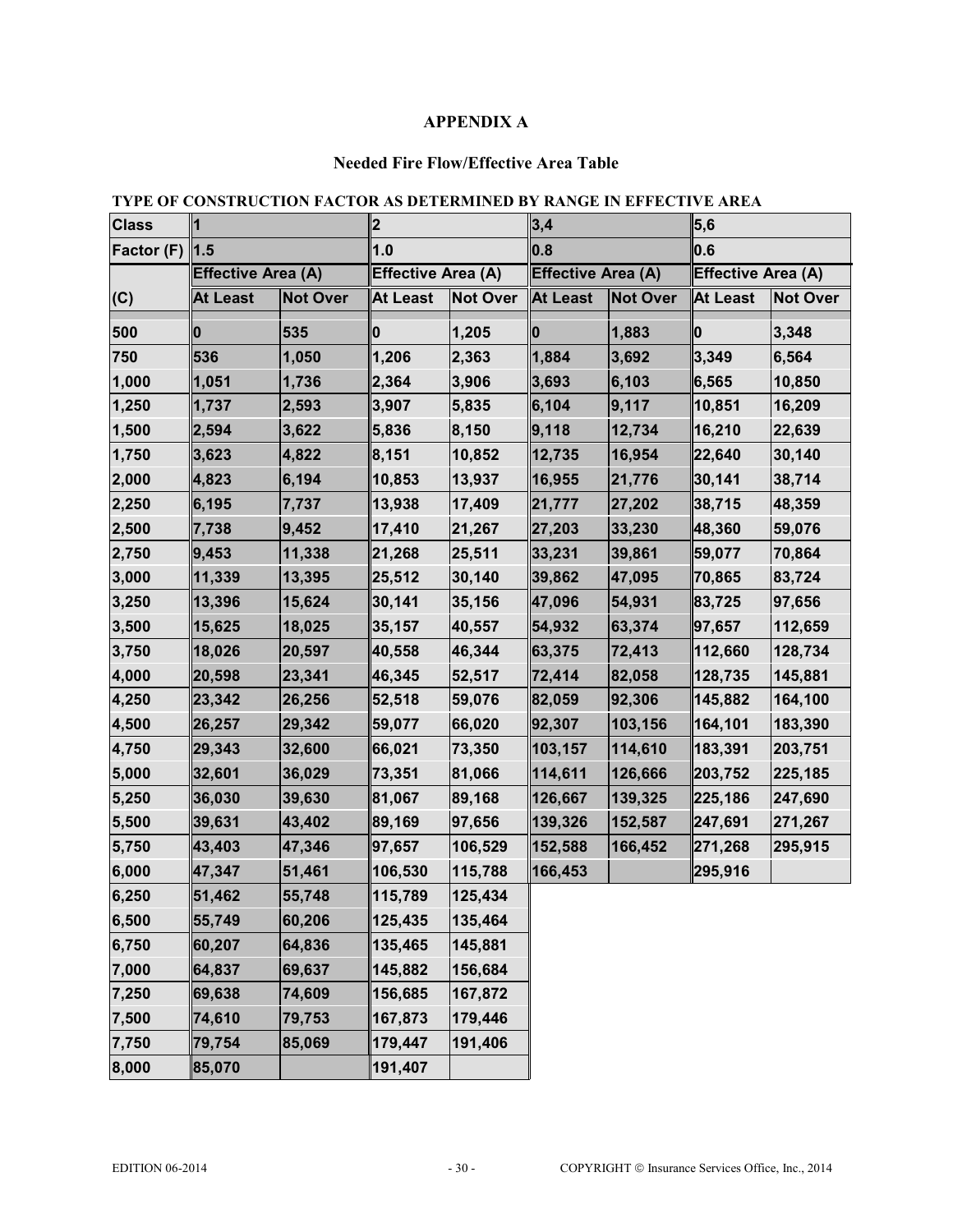# APPENDIX A

## Needed Fire Flow/Effective Area Table

**TYPE OF CONSTRUCTION FACTOR AS DETERMINED BY RANGE IN EFFECTIVE AREA**

| Class | 1 | | 2 | | 3,4 | | 5,6 | |
|---|---|---|---|---|---|---|---|---|
| Factor (F) | 1.5 | | 1.0 | | 0.8 | | 0.6 | |
| | Effective Area (A) | | Effective Area (A) | | Effective Area (A) | | Effective Area (A) | |
| (C) | At Least | Not Over | At Least | Not Over | At Least | Not Over | At Least | Not Over |
| 500 | 0 | 535 | 0 | 1,205 | 0 | 1,883 | 0 | 3,348 |
| 750 | 536 | 1,050 | 1,206 | 2,363 | 1,884 | 3,692 | 3,349 | 6,564 |
| 1,000 | 1,051 | 1,736 | 2,364 | 3,906 | 3,693 | 6,103 | 6,565 | 10,850 |
| 1,250 | 1,737 | 2,593 | 3,907 | 5,835 | 6,104 | 9,117 | 10,851 | 16,209 |
| 1,500 | 2,594 | 3,622 | 5,836 | 8,150 | 9,118 | 12,734 | 16,210 | 22,639 |
| 1,750 | 3,623 | 4,822 | 8,151 | 10,852 | 12,735 | 16,954 | 22,640 | 30,140 |
| 2,000 | 4,823 | 6,194 | 10,853 | 13,937 | 16,955 | 21,776 | 30,141 | 38,714 |
| 2,250 | 6,195 | 7,737 | 13,938 | 17,409 | 21,777 | 27,202 | 38,715 | 48,359 |
| 2,500 | 7,738 | 9,452 | 17,410 | 21,267 | 27,203 | 33,230 | 48,360 | 59,076 |
| 2,750 | 9,453 | 11,338 | 21,268 | 25,511 | 33,231 | 39,861 | 59,077 | 70,864 |
| 3,000 | 11,339 | 13,395 | 25,512 | 30,140 | 39,862 | 47,095 | 70,865 | 83,724 |
| 3,250 | 13,396 | 15,624 | 30,141 | 35,156 | 47,096 | 54,931 | 83,725 | 97,656 |
| 3,500 | 15,625 | 18,025 | 35,157 | 40,557 | 54,932 | 63,374 | 97,657 | 112,659 |
| 3,750 | 18,026 | 20,597 | 40,558 | 46,344 | 63,375 | 72,413 | 112,660 | 128,734 |
| 4,000 | 20,598 | 23,341 | 46,345 | 52,517 | 72,414 | 82,058 | 128,735 | 145,881 |
| 4,250 | 23,342 | 26,256 | 52,518 | 59,076 | 82,059 | 92,306 | 145,882 | 164,100 |
| 4,500 | 26,257 | 29,342 | 59,077 | 66,020 | 92,307 | 103,156 | 164,101 | 183,390 |
| 4,750 | 29,343 | 32,600 | 66,021 | 73,350 | 103,157 | 114,610 | 183,391 | 203,751 |
| 5,000 | 32,601 | 36,029 | 73,351 | 81,066 | 114,611 | 126,666 | 203,752 | 225,185 |
| 5,250 | 36,030 | 39,630 | 81,067 | 89,168 | 126,667 | 139,325 | 225,186 | 247,690 |
| 5,500 | 39,631 | 43,402 | 89,169 | 97,656 | 139,326 | 152,587 | 247,691 | 271,267 |
| 5,750 | 43,403 | 47,346 | 97,657 | 106,529 | 152,588 | 166,452 | 271,268 | 295,915 |
| 6,000 | 47,347 | 51,461 | 106,530 | 115,788 | 166,453 | | 295,916 | |
| 6,250 | 51,462 | 55,748 | 115,789 | 125,434 | | | | |
| 6,500 | 55,749 | 60,206 | 125,435 | 135,464 | | | | |
| 6,750 | 60,207 | 64,836 | 135,465 | 145,881 | | | | |
| 7,000 | 64,837 | 69,637 | 145,882 | 156,684 | | | | |
| 7,250 | 69,638 | 74,609 | 156,685 | 167,872 | | | | |
| 7,500 | 74,610 | 79,753 | 167,873 | 179,446 | | | | |
| 7,750 | 79,754 | 85,069 | 179,447 | 191,406 | | | | |
| 8,000 | 85,070 | | 191,407 | | | | | |